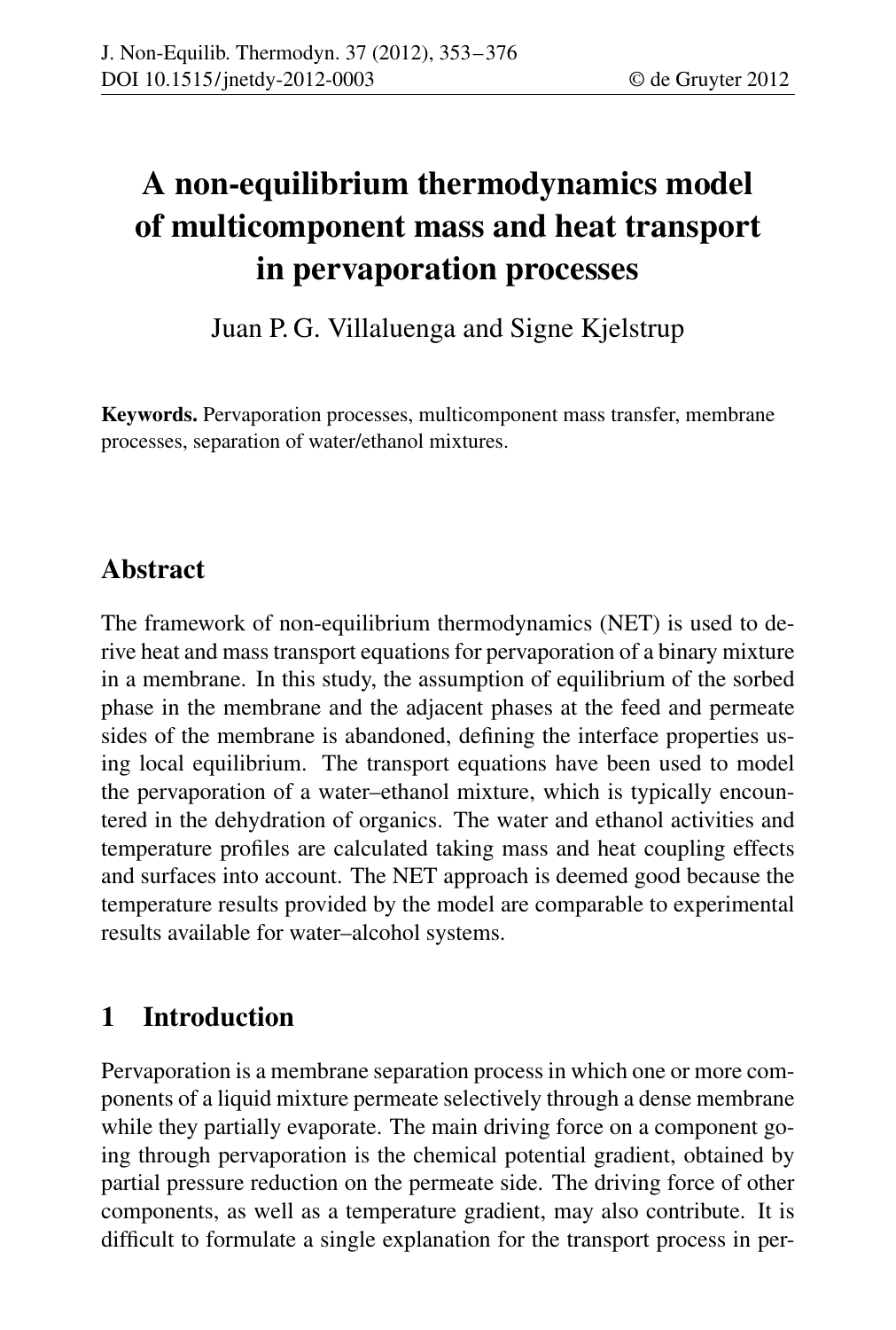# A non-equilibrium thermodynamics model of multicomponent mass and heat transport in pervaporation processes

Juan P. G. Villaluenga and Signe Kjelstrup

**Keywords.** Pervaporation processes, multicomponent mass transfer, membrane processes, separation of water/ethanol mixtures.

## Abstract

The framework of non-equilibrium thermodynamics (NET) is used to derive heat and mass transport equations for pervaporation of a binary mixture in a membrane. In this study, the assumption of equilibrium of the sorbed phase in the membrane and the adjacent phases at the feed and permeate sides of the membrane is abandoned, defining the interface properties using local equilibrium. The transport equations have been used to model the pervaporation of a water–ethanol mixture, which is typically encountered in the dehydration of organics. The water and ethanol activities and temperature profiles are calculated taking mass and heat coupling effects and surfaces into account. The NET approach is deemed good because the temperature results provided by the model are comparable to experimental results available for water–alcohol systems.

## 1 Introduction

Pervaporation is a membrane separation process in which one or more components of a liquid mixture permeate selectively through a dense membrane while they partially evaporate. The main driving force on a component going through pervaporation is the chemical potential gradient, obtained by partial pressure reduction on the permeate side. The driving force of other components, as well as a temperature gradient, may also contribute. It is difficult to formulate a single explanation for the transport process in per-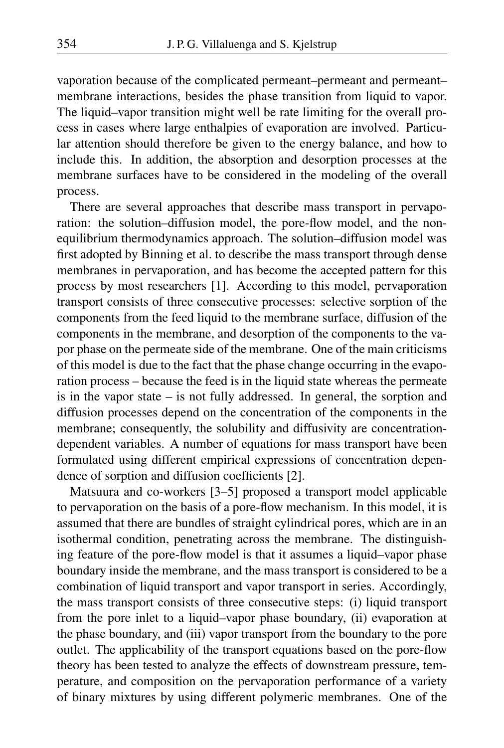vaporation because of the complicated permeant–permeant and permeant–membrane interactions, besides the phase transition from liquid to vapor. The liquid–vapor transition might well be rate limiting for the overall process in cases where large enthalpies of evaporation are involved. Particular attention should therefore be given to the energy balance, and how to include this. In addition, the absorption and desorption processes at the membrane surfaces have to be considered in the modeling of the overall process.

There are several approaches that describe mass transport in pervaporation: the solution–diffusion model, the pore-flow model, and the non-equilibrium thermodynamics approach. The solution–diffusion model was first adopted by Binning et al. to describe the mass transport through dense membranes in pervaporation, and has become the accepted pattern for this process by most researchers [1]. According to this model, pervaporation transport consists of three consecutive processes: selective sorption of the components from the feed liquid to the membrane surface, diffusion of the components in the membrane, and desorption of the components to the vapor phase on the permeate side of the membrane. One of the main criticisms of this model is due to the fact that the phase change occurring in the evaporation process – because the feed is in the liquid state whereas the permeate is in the vapor state – is not fully addressed. In general, the sorption and diffusion processes depend on the concentration of the components in the membrane; consequently, the solubility and diffusivity are concentration-dependent variables. A number of equations for mass transport have been formulated using different empirical expressions of concentration dependence of sorption and diffusion coefficients [2].

Matsuura and co-workers [3–5] proposed a transport model applicable to pervaporation on the basis of a pore-flow mechanism. In this model, it is assumed that there are bundles of straight cylindrical pores, which are in an isothermal condition, penetrating across the membrane. The distinguishing feature of the pore-flow model is that it assumes a liquid–vapor phase boundary inside the membrane, and the mass transport is considered to be a combination of liquid transport and vapor transport in series. Accordingly, the mass transport consists of three consecutive steps: (i) liquid transport from the pore inlet to a liquid–vapor phase boundary, (ii) evaporation at the phase boundary, and (iii) vapor transport from the boundary to the pore outlet. The applicability of the transport equations based on the pore-flow theory has been tested to analyze the effects of downstream pressure, temperature, and composition on the pervaporation performance of a variety of binary mixtures by using different polymeric membranes. One of the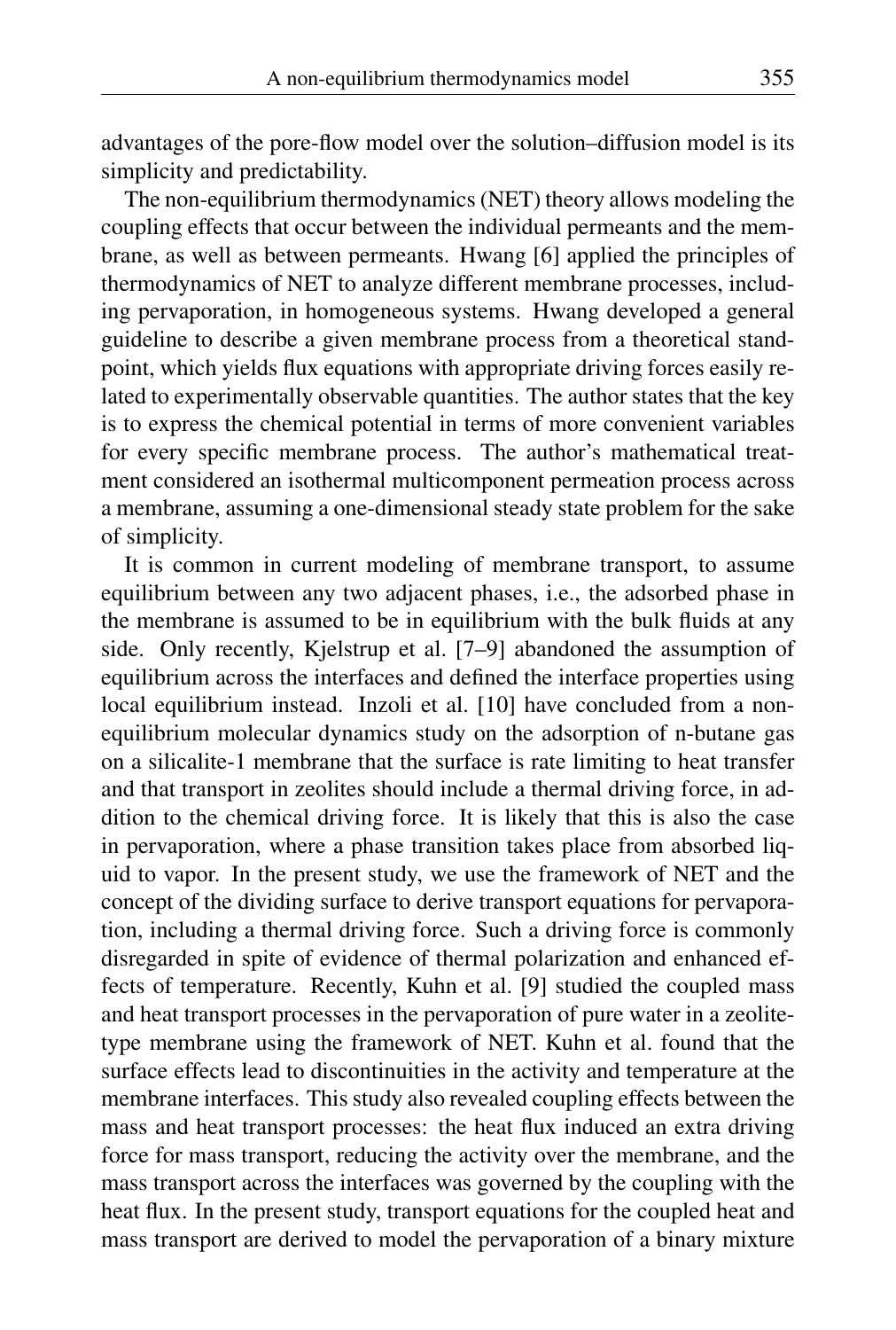advantages of the pore-flow model over the solution–diffusion model is its simplicity and predictability.

The non-equilibrium thermodynamics (NET) theory allows modeling the coupling effects that occur between the individual permeants and the membrane, as well as between permeants. Hwang [6] applied the principles of thermodynamics of NET to analyze different membrane processes, including pervaporation, in homogeneous systems. Hwang developed a general guideline to describe a given membrane process from a theoretical standpoint, which yields flux equations with appropriate driving forces easily related to experimentally observable quantities. The author states that the key is to express the chemical potential in terms of more convenient variables for every specific membrane process. The author's mathematical treatment considered an isothermal multicomponent permeation process across a membrane, assuming a one-dimensional steady state problem for the sake of simplicity.

It is common in current modeling of membrane transport, to assume equilibrium between any two adjacent phases, i.e., the adsorbed phase in the membrane is assumed to be in equilibrium with the bulk fluids at any side. Only recently, Kjelstrup et al. [7–9] abandoned the assumption of equilibrium across the interfaces and defined the interface properties using local equilibrium instead. Inzoli et al. [10] have concluded from a non-equilibrium molecular dynamics study on the adsorption of n-butane gas on a silicalite-1 membrane that the surface is rate limiting to heat transfer and that transport in zeolites should include a thermal driving force, in addition to the chemical driving force. It is likely that this is also the case in pervaporation, where a phase transition takes place from absorbed liquid to vapor. In the present study, we use the framework of NET and the concept of the dividing surface to derive transport equations for pervaporation, including a thermal driving force. Such a driving force is commonly disregarded in spite of evidence of thermal polarization and enhanced effects of temperature. Recently, Kuhn et al. [9] studied the coupled mass and heat transport processes in the pervaporation of pure water in a zeolite-type membrane using the framework of NET. Kuhn et al. found that the surface effects lead to discontinuities in the activity and temperature at the membrane interfaces. This study also revealed coupling effects between the mass and heat transport processes: the heat flux induced an extra driving force for mass transport, reducing the activity over the membrane, and the mass transport across the interfaces was governed by the coupling with the heat flux. In the present study, transport equations for the coupled heat and mass transport are derived to model the pervaporation of a binary mixture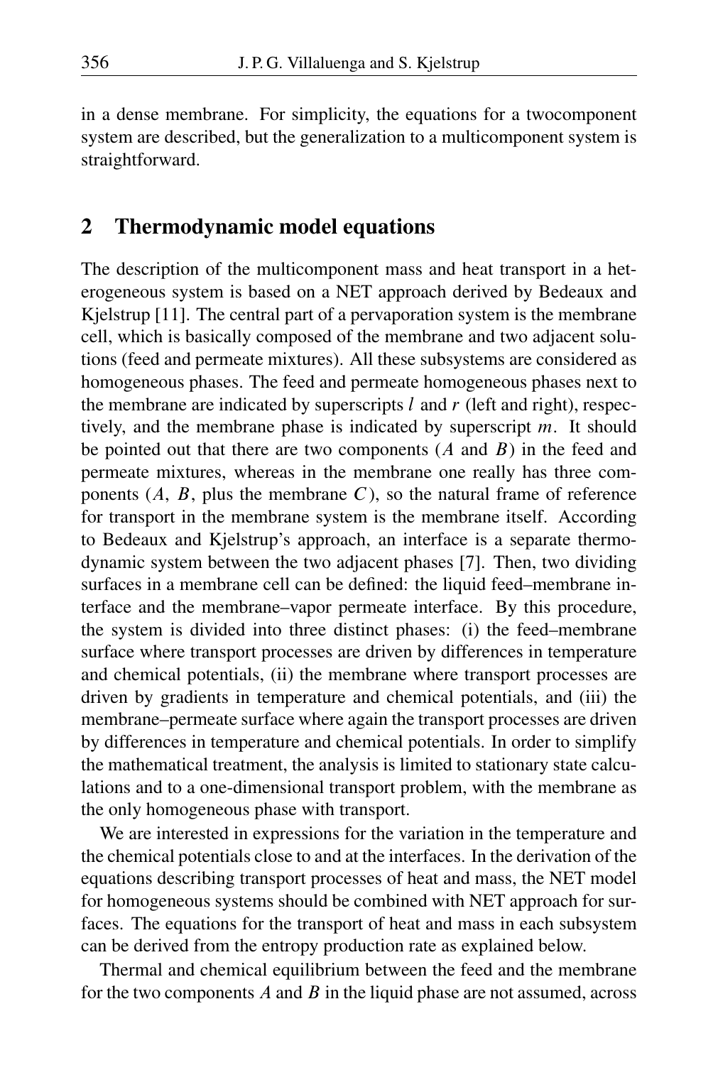in a dense membrane. For simplicity, the equations for a twocomponent system are described, but the generalization to a multicomponent system is straightforward.

## 2 Thermodynamic model equations

The description of the multicomponent mass and heat transport in a heterogeneous system is based on a NET approach derived by Bedeaux and Kjelstrup [11]. The central part of a pervaporation system is the membrane cell, which is basically composed of the membrane and two adjacent solutions (feed and permeate mixtures). All these subsystems are considered as homogeneous phases. The feed and permeate homogeneous phases next to the membrane are indicated by superscripts $l$ and $r$ (left and right), respectively, and the membrane phase is indicated by superscript $m$. It should be pointed out that there are two components ($A$ and $B$) in the feed and permeate mixtures, whereas in the membrane one really has three components ($A$, $B$, plus the membrane $C$), so the natural frame of reference for transport in the membrane system is the membrane itself. According to Bedeaux and Kjelstrup's approach, an interface is a separate thermodynamic system between the two adjacent phases [7]. Then, two dividing surfaces in a membrane cell can be defined: the liquid feed–membrane interface and the membrane–vapor permeate interface. By this procedure, the system is divided into three distinct phases: (i) the feed–membrane surface where transport processes are driven by differences in temperature and chemical potentials, (ii) the membrane where transport processes are driven by gradients in temperature and chemical potentials, and (iii) the membrane–permeate surface where again the transport processes are driven by differences in temperature and chemical potentials. In order to simplify the mathematical treatment, the analysis is limited to stationary state calculations and to a one-dimensional transport problem, with the membrane as the only homogeneous phase with transport.

We are interested in expressions for the variation in the temperature and the chemical potentials close to and at the interfaces. In the derivation of the equations describing transport processes of heat and mass, the NET model for homogeneous systems should be combined with NET approach for surfaces. The equations for the transport of heat and mass in each subsystem can be derived from the entropy production rate as explained below.

Thermal and chemical equilibrium between the feed and the membrane for the two components $A$ and $B$ in the liquid phase are not assumed, across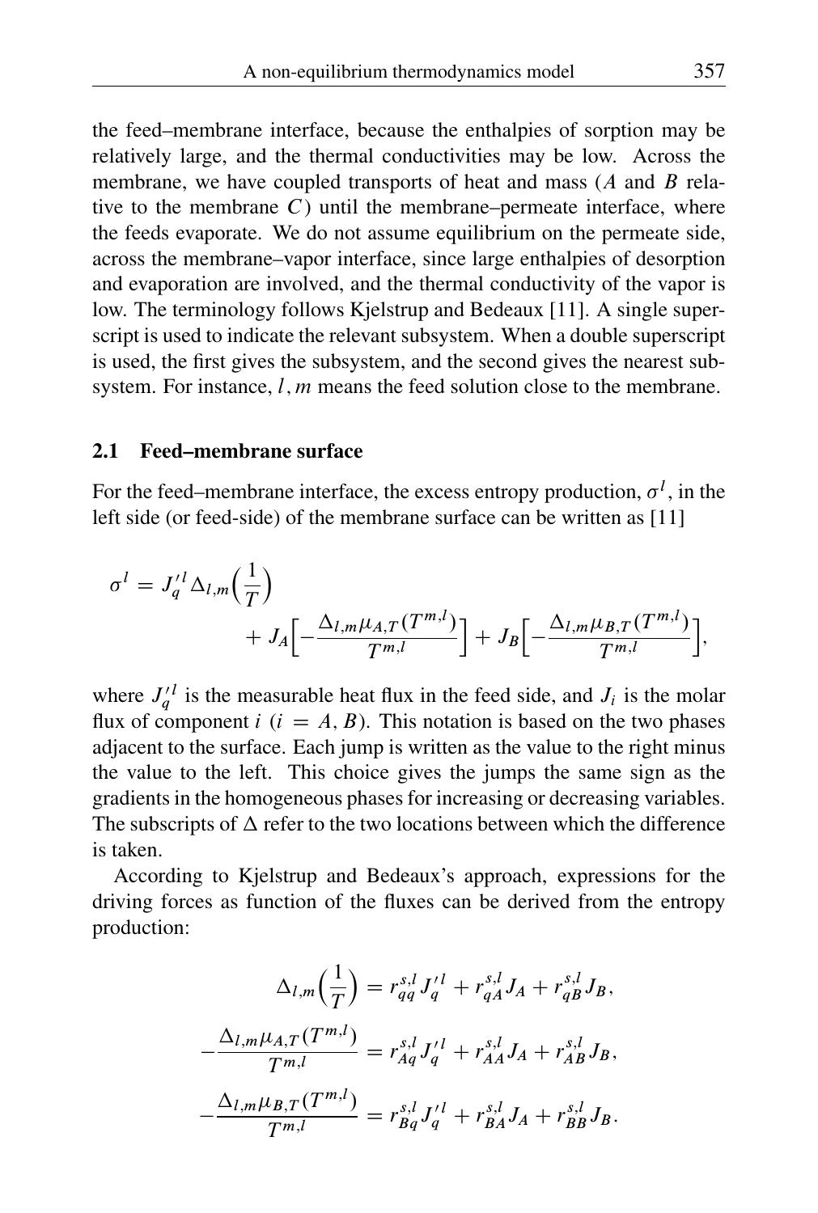the feed–membrane interface, because the enthalpies of sorption may be relatively large, and the thermal conductivities may be low. Across the membrane, we have coupled transports of heat and mass ($A$ and $B$ relative to the membrane $C$) until the membrane–permeate interface, where the feeds evaporate. We do not assume equilibrium on the permeate side, across the membrane–vapor interface, since large enthalpies of desorption and evaporation are involved, and the thermal conductivity of the vapor is low. The terminology follows Kjelstrup and Bedeaux [11]. A single superscript is used to indicate the relevant subsystem. When a double superscript is used, the first gives the subsystem, and the second gives the nearest subsystem. For instance, $l, m$ means the feed solution close to the membrane.

### 2.1 Feed–membrane surface

For the feed–membrane interface, the excess entropy production, $\sigma^l$, in the left side (or feed-side) of the membrane surface can be written as [11]

$$\sigma^l = J_q^{\prime l} \Delta_{l,m}\Big(\frac{1}{T}\Big) + J_A\Big[-\frac{\Delta_{l,m}\mu_{A,T}(T^{m,l})}{T^{m,l}}\Big] + J_B\Big[-\frac{\Delta_{l,m}\mu_{B,T}(T^{m,l})}{T^{m,l}}\Big],$$

where $J_q^{\prime l}$ is the measurable heat flux in the feed side, and $J_i$ is the molar flux of component $i$ ($i = A, B$). This notation is based on the two phases adjacent to the surface. Each jump is written as the value to the right minus the value to the left. This choice gives the jumps the same sign as the gradients in the homogeneous phases for increasing or decreasing variables. The subscripts of $\Delta$ refer to the two locations between which the difference is taken.

According to Kjelstrup and Bedeaux's approach, expressions for the driving forces as function of the fluxes can be derived from the entropy production:

$$\Delta_{l,m}\Big(\frac{1}{T}\Big) = r_{qq}^{s,l} J_q^{\prime l} + r_{qA}^{s,l} J_A + r_{qB}^{s,l} J_B,$$

$$-\frac{\Delta_{l,m}\mu_{A,T}(T^{m,l})}{T^{m,l}} = r_{Aq}^{s,l} J_q^{\prime l} + r_{AA}^{s,l} J_A + r_{AB}^{s,l} J_B,$$

$$-\frac{\Delta_{l,m}\mu_{B,T}(T^{m,l})}{T^{m,l}} = r_{Bq}^{s,l} J_q^{\prime l} + r_{BA}^{s,l} J_A + r_{BB}^{s,l} J_B.$$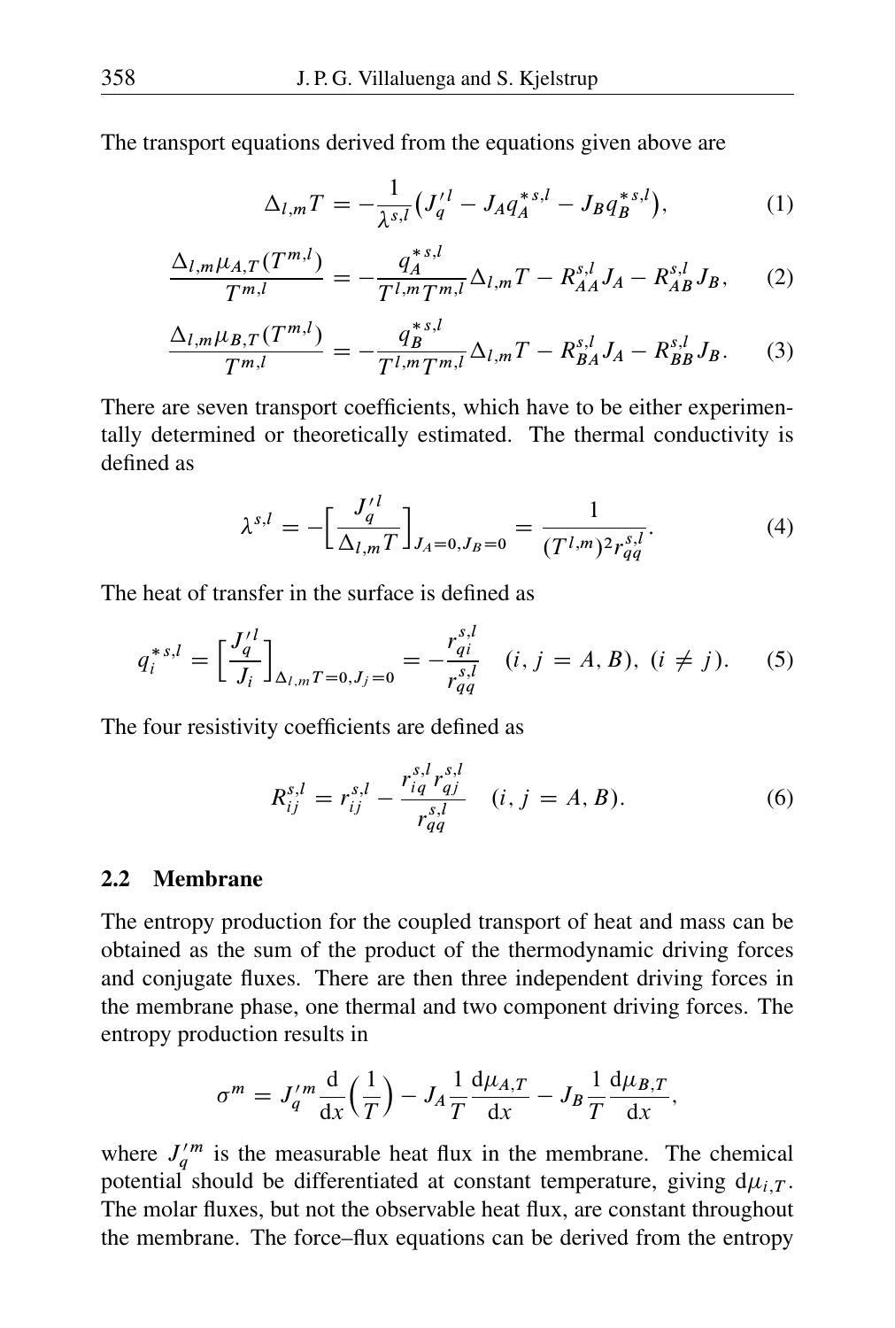The transport equations derived from the equations given above are

$$\Delta_{l,m} T = -\frac{1}{\lambda^{s,l}} \big( J_q'^{l} - J_A q_A^{*s,l} - J_B q_B^{*s,l} \big), \tag{1}$$

$$\frac{\Delta_{l,m} \mu_{A,T}(T^{m,l})}{T^{m,l}} = -\frac{q_A^{*s,l}}{T^{l,m} T^{m,l}} \Delta_{l,m} T - R_{AA}^{s,l} J_A - R_{AB}^{s,l} J_B, \tag{2}$$

$$\frac{\Delta_{l,m} \mu_{B,T}(T^{m,l})}{T^{m,l}} = -\frac{q_B^{*s,l}}{T^{l,m} T^{m,l}} \Delta_{l,m} T - R_{BA}^{s,l} J_A - R_{BB}^{s,l} J_B. \tag{3}$$

There are seven transport coefficients, which have to be either experimentally determined or theoretically estimated. The thermal conductivity is defined as

$$\lambda^{s,l} = -\Big[ \frac{J_q'^{l}}{\Delta_{l,m} T} \Big]_{J_A=0, J_B=0} = \frac{1}{(T^{l,m})^2 r_{qq}^{s,l}}. \tag{4}$$

The heat of transfer in the surface is defined as

$$q_i^{*s,l} = \Big[ \frac{J_q'^{l}}{J_i} \Big]_{\Delta_{l,m} T=0, J_j=0} = -\frac{r_{qi}^{s,l}}{r_{qq}^{s,l}} \quad (i, j = A, B),\ (i \neq j). \tag{5}$$

The four resistivity coefficients are defined as

$$R_{ij}^{s,l} = r_{ij}^{s,l} - \frac{r_{iq}^{s,l} r_{qj}^{s,l}}{r_{qq}^{s,l}} \quad (i, j = A, B). \tag{6}$$

## 2.2 Membrane

The entropy production for the coupled transport of heat and mass can be obtained as the sum of the product of the thermodynamic driving forces and conjugate fluxes. There are then three independent driving forces in the membrane phase, one thermal and two component driving forces. The entropy production results in

$$\sigma^m = J_q'^{m} \frac{\mathrm{d}}{\mathrm{d}x} \Big( \frac{1}{T} \Big) - J_A \frac{1}{T} \frac{\mathrm{d}\mu_{A,T}}{\mathrm{d}x} - J_B \frac{1}{T} \frac{\mathrm{d}\mu_{B,T}}{\mathrm{d}x},$$

where $J_q'^{m}$ is the measurable heat flux in the membrane. The chemical potential should be differentiated at constant temperature, giving $\mathrm{d}\mu_{i,T}$. The molar fluxes, but not the observable heat flux, are constant throughout the membrane. The force–flux equations can be derived from the entropy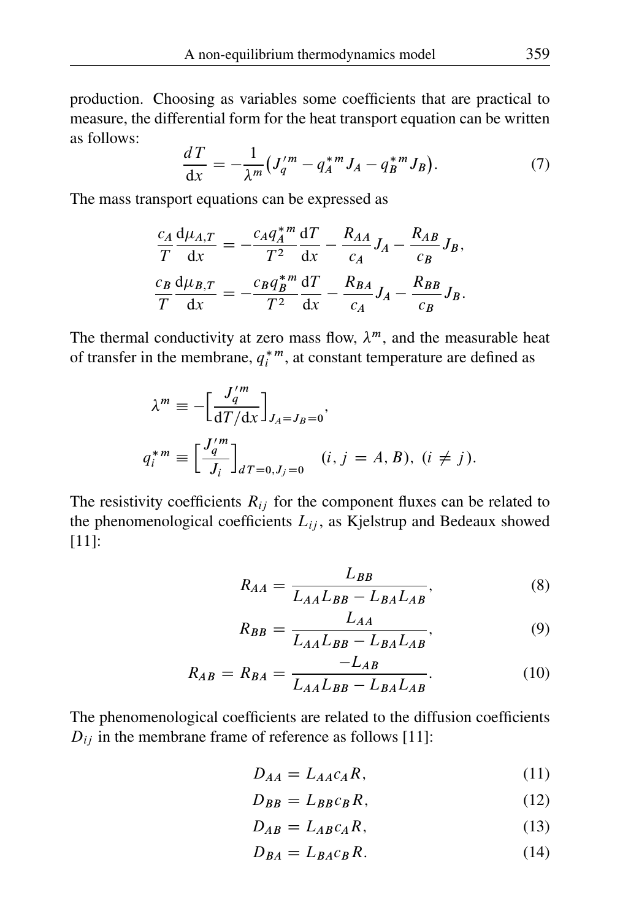production. Choosing as variables some coefficients that are practical to measure, the differential form for the heat transport equation can be written as follows:

$$\frac{dT}{dx} = -\frac{1}{\lambda^m}\left(J_q'^m - q_A^{*m} J_A - q_B^{*m} J_B\right). \tag{7}$$

The mass transport equations can be expressed as

$$\frac{c_A}{T}\frac{d\mu_{A,T}}{dx} = -\frac{c_A q_A^{*m}}{T^2}\frac{dT}{dx} - \frac{R_{AA}}{c_A}J_A - \frac{R_{AB}}{c_B}J_B,$$

$$\frac{c_B}{T}\frac{d\mu_{B,T}}{dx} = -\frac{c_B q_B^{*m}}{T^2}\frac{dT}{dx} - \frac{R_{BA}}{c_A}J_A - \frac{R_{BB}}{c_B}J_B.$$

The thermal conductivity at zero mass flow, $\lambda^m$, and the measurable heat of transfer in the membrane, $q_i^{*m}$, at constant temperature are defined as

$$\lambda^m \equiv -\left[\frac{J_q'^m}{dT/dx}\right]_{J_A = J_B = 0},$$

$$q_i^{*m} \equiv \left[\frac{J_q'^m}{J_i}\right]_{dT=0, J_j=0} \quad (i, j = A, B),\ (i \neq j).$$

The resistivity coefficients $R_{ij}$ for the component fluxes can be related to the phenomenological coefficients $L_{ij}$, as Kjelstrup and Bedeaux showed [11]:

$$R_{AA} = \frac{L_{BB}}{L_{AA}L_{BB} - L_{BA}L_{AB}}, \tag{8}$$

$$R_{BB} = \frac{L_{AA}}{L_{AA}L_{BB} - L_{BA}L_{AB}}, \tag{9}$$

$$R_{AB} = R_{BA} = \frac{-L_{AB}}{L_{AA}L_{BB} - L_{BA}L_{AB}}. \tag{10}$$

The phenomenological coefficients are related to the diffusion coefficients $D_{ij}$ in the membrane frame of reference as follows [11]:

$$D_{AA} = L_{AA} c_A R, \tag{11}$$

$$D_{BB} = L_{BB} c_B R, \tag{12}$$

$$D_{AB} = L_{AB} c_A R, \tag{13}$$

$$D_{BA} = L_{BA} c_B R. \tag{14}$$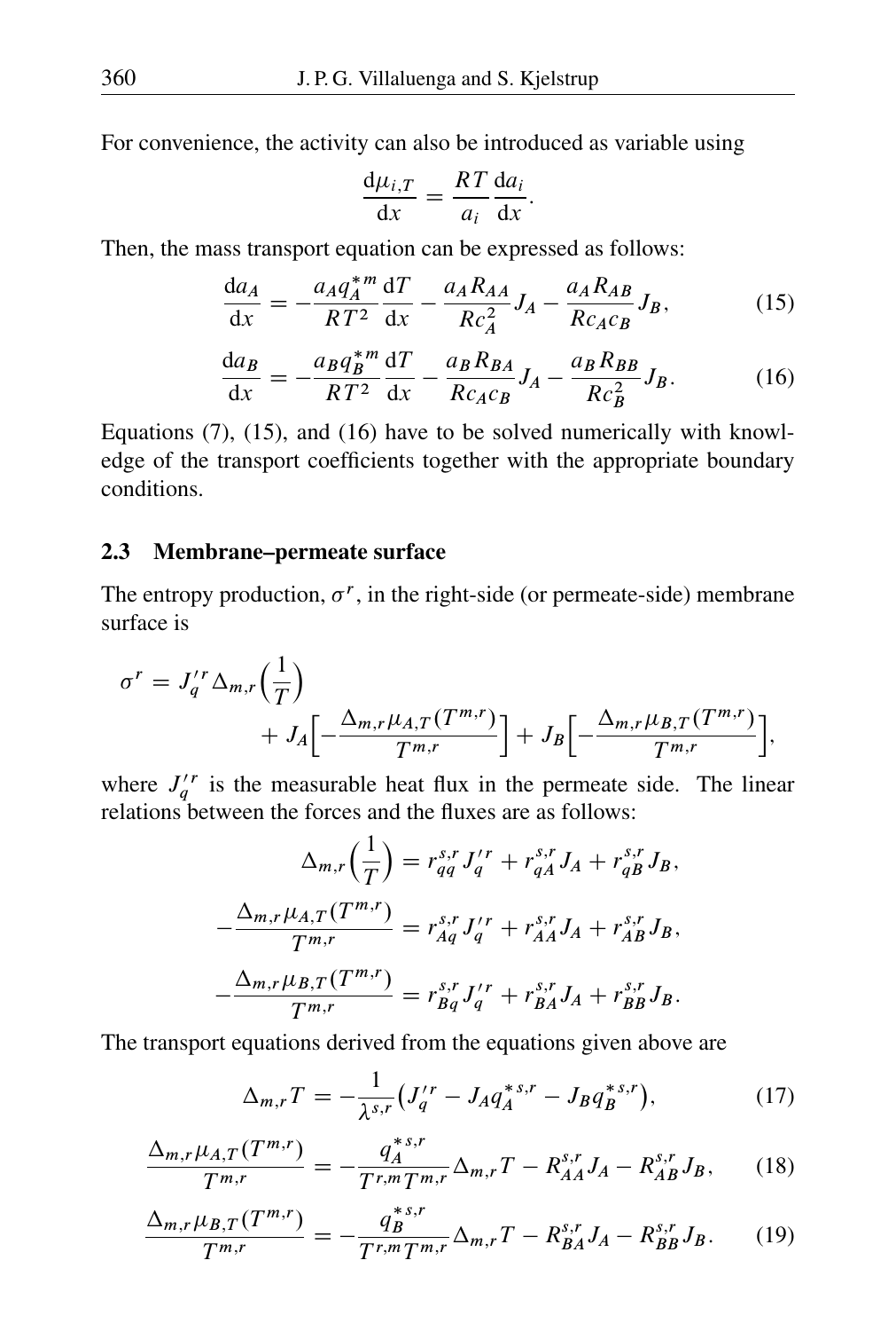For convenience, the activity can also be introduced as variable using

$$\frac{\mathrm{d}\mu_{i,T}}{\mathrm{d}x} = \frac{RT}{a_i}\frac{\mathrm{d}a_i}{\mathrm{d}x}.$$

Then, the mass transport equation can be expressed as follows:

$$\frac{\mathrm{d}a_A}{\mathrm{d}x} = -\frac{a_A q_A^{*m}}{RT^2}\frac{\mathrm{d}T}{\mathrm{d}x} - \frac{a_A R_{AA}}{Rc_A^2}J_A - \frac{a_A R_{AB}}{Rc_A c_B}J_B, \tag{15}$$

$$\frac{\mathrm{d}a_B}{\mathrm{d}x} = -\frac{a_B q_B^{*m}}{RT^2}\frac{\mathrm{d}T}{\mathrm{d}x} - \frac{a_B R_{BA}}{Rc_A c_B}J_A - \frac{a_B R_{BB}}{Rc_B^2}J_B. \tag{16}$$

Equations (7), (15), and (16) have to be solved numerically with knowledge of the transport coefficients together with the appropriate boundary conditions.

### 2.3 Membrane–permeate surface

The entropy production, $\sigma^r$, in the right-side (or permeate-side) membrane surface is

$$\sigma^r = J_q'^r \Delta_{m,r}\Big(\frac{1}{T}\Big) + J_A\Big[-\frac{\Delta_{m,r}\mu_{A,T}(T^{m,r})}{T^{m,r}}\Big] + J_B\Big[-\frac{\Delta_{m,r}\mu_{B,T}(T^{m,r})}{T^{m,r}}\Big],$$

where $J_q'^r$ is the measurable heat flux in the permeate side. The linear relations between the forces and the fluxes are as follows:

$$\Delta_{m,r}\Big(\frac{1}{T}\Big) = r_{qq}^{s,r}J_q'^r + r_{qA}^{s,r}J_A + r_{qB}^{s,r}J_B,$$

$$-\frac{\Delta_{m,r}\mu_{A,T}(T^{m,r})}{T^{m,r}} = r_{Aq}^{s,r}J_q'^r + r_{AA}^{s,r}J_A + r_{AB}^{s,r}J_B,$$

$$-\frac{\Delta_{m,r}\mu_{B,T}(T^{m,r})}{T^{m,r}} = r_{Bq}^{s,r}J_q'^r + r_{BA}^{s,r}J_A + r_{BB}^{s,r}J_B.$$

The transport equations derived from the equations given above are

$$\Delta_{m,r}T = -\frac{1}{\lambda^{s,r}}\big(J_q'^r - J_A q_A^{*s,r} - J_B q_B^{*s,r}\big), \tag{17}$$

$$\frac{\Delta_{m,r}\mu_{A,T}(T^{m,r})}{T^{m,r}} = -\frac{q_A^{*s,r}}{T^{r,m}T^{m,r}}\Delta_{m,r}T - R_{AA}^{s,r}J_A - R_{AB}^{s,r}J_B, \tag{18}$$

$$\frac{\Delta_{m,r}\mu_{B,T}(T^{m,r})}{T^{m,r}} = -\frac{q_B^{*s,r}}{T^{r,m}T^{m,r}}\Delta_{m,r}T - R_{BA}^{s,r}J_A - R_{BB}^{s,r}J_B. \tag{19}$$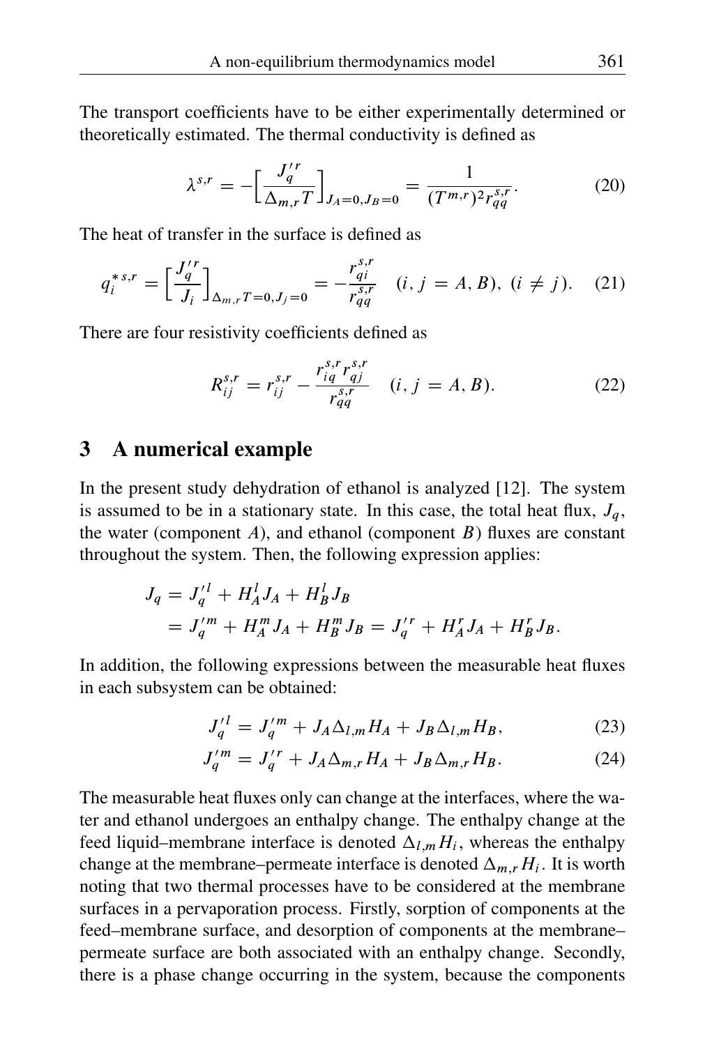The transport coefficients have to be either experimentally determined or theoretically estimated. The thermal conductivity is defined as

$$\lambda^{s,r} = -\Big[\frac{J_q'^{r}}{\Delta_{m,r} T}\Big]_{J_A=0, J_B=0} = \frac{1}{(T^{m,r})^2 r_{qq}^{s,r}}. \tag{20}$$

The heat of transfer in the surface is defined as

$$q_i^{*s,r} = \Big[\frac{J_q'^{r}}{J_i}\Big]_{\Delta_{m,r} T=0, J_j=0} = -\frac{r_{qi}^{s,r}}{r_{qq}^{s,r}} \quad (i, j = A, B), \ (i \neq j). \tag{21}$$

There are four resistivity coefficients defined as

$$R_{ij}^{s,r} = r_{ij}^{s,r} - \frac{r_{iq}^{s,r} r_{qj}^{s,r}}{r_{qq}^{s,r}} \quad (i, j = A, B). \tag{22}$$

## 3 A numerical example

In the present study dehydration of ethanol is analyzed [12]. The system is assumed to be in a stationary state. In this case, the total heat flux, $J_q$, the water (component $A$), and ethanol (component $B$) fluxes are constant throughout the system. Then, the following expression applies:

$$\begin{aligned} J_q &= J_q'^{l} + H_A^l J_A + H_B^l J_B \\ &= J_q'^{m} + H_A^m J_A + H_B^m J_B = J_q'^{r} + H_A^r J_A + H_B^r J_B. \end{aligned}$$

In addition, the following expressions between the measurable heat fluxes in each subsystem can be obtained:

$$J_q'^{l} = J_q'^{m} + J_A \Delta_{l,m} H_A + J_B \Delta_{l,m} H_B, \tag{23}$$

$$J_q'^{m} = J_q'^{r} + J_A \Delta_{m,r} H_A + J_B \Delta_{m,r} H_B. \tag{24}$$

The measurable heat fluxes only can change at the interfaces, where the water and ethanol undergoes an enthalpy change. The enthalpy change at the feed liquid–membrane interface is denoted $\Delta_{l,m} H_i$, whereas the enthalpy change at the membrane–permeate interface is denoted $\Delta_{m,r} H_i$. It is worth noting that two thermal processes have to be considered at the membrane surfaces in a pervaporation process. Firstly, sorption of components at the feed–membrane surface, and desorption of components at the membrane–permeate surface are both associated with an enthalpy change. Secondly, there is a phase change occurring in the system, because the components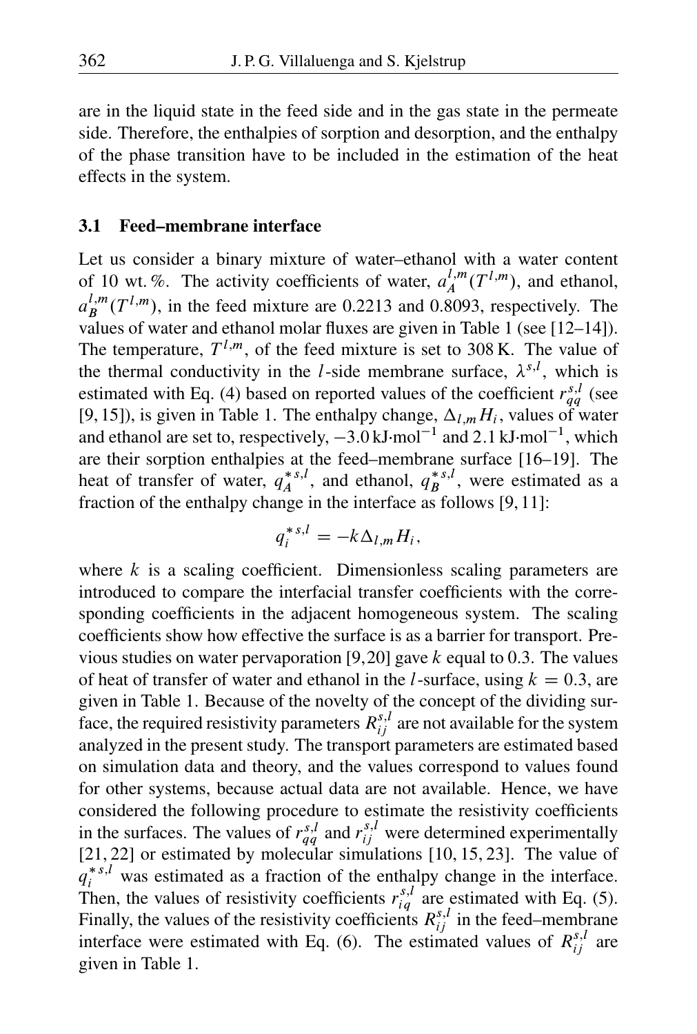are in the liquid state in the feed side and in the gas state in the permeate side. Therefore, the enthalpies of sorption and desorption, and the enthalpy of the phase transition have to be included in the estimation of the heat effects in the system.

### 3.1 Feed–membrane interface

Let us consider a binary mixture of water–ethanol with a water content of 10 wt. %. The activity coefficients of water, $a_A^{l,m}(T^{l,m})$, and ethanol, $a_B^{l,m}(T^{l,m})$, in the feed mixture are 0.2213 and 0.8093, respectively. The values of water and ethanol molar fluxes are given in Table 1 (see [12–14]). The temperature, $T^{l,m}$, of the feed mixture is set to 308 K. The value of the thermal conductivity in the $l$-side membrane surface, $\lambda^{s,l}$, which is estimated with Eq. (4) based on reported values of the coefficient $r_{qq}^{s,l}$ (see [9, 15]), is given in Table 1. The enthalpy change, $\Delta_{l,m}H_i$, values of water and ethanol are set to, respectively, $-3.0\,\text{kJ}\cdot\text{mol}^{-1}$ and $2.1\,\text{kJ}\cdot\text{mol}^{-1}$, which are their sorption enthalpies at the feed–membrane surface [16–19]. The heat of transfer of water, $q_A^{*s,l}$, and ethanol, $q_B^{*s,l}$, were estimated as a fraction of the enthalpy change in the interface as follows [9, 11]:

$$q_i^{*s,l} = -k\Delta_{l,m}H_i,$$

where $k$ is a scaling coefficient. Dimensionless scaling parameters are introduced to compare the interfacial transfer coefficients with the corresponding coefficients in the adjacent homogeneous system. The scaling coefficients show how effective the surface is as a barrier for transport. Previous studies on water pervaporation [9,20] gave $k$ equal to 0.3. The values of heat of transfer of water and ethanol in the $l$-surface, using $k = 0.3$, are given in Table 1. Because of the novelty of the concept of the dividing surface, the required resistivity parameters $R_{ij}^{s,l}$ are not available for the system analyzed in the present study. The transport parameters are estimated based on simulation data and theory, and the values correspond to values found for other systems, because actual data are not available. Hence, we have considered the following procedure to estimate the resistivity coefficients in the surfaces. The values of $r_{qq}^{s,l}$ and $r_{ij}^{s,l}$ were determined experimentally [21, 22] or estimated by molecular simulations [10, 15, 23]. The value of $q_i^{*s,l}$ was estimated as a fraction of the enthalpy change in the interface. Then, the values of resistivity coefficients $r_{iq}^{s,l}$ are estimated with Eq. (5). Finally, the values of the resistivity coefficients $R_{ij}^{s,l}$ in the feed–membrane interface were estimated with Eq. (6). The estimated values of $R_{ij}^{s,l}$ are given in Table 1.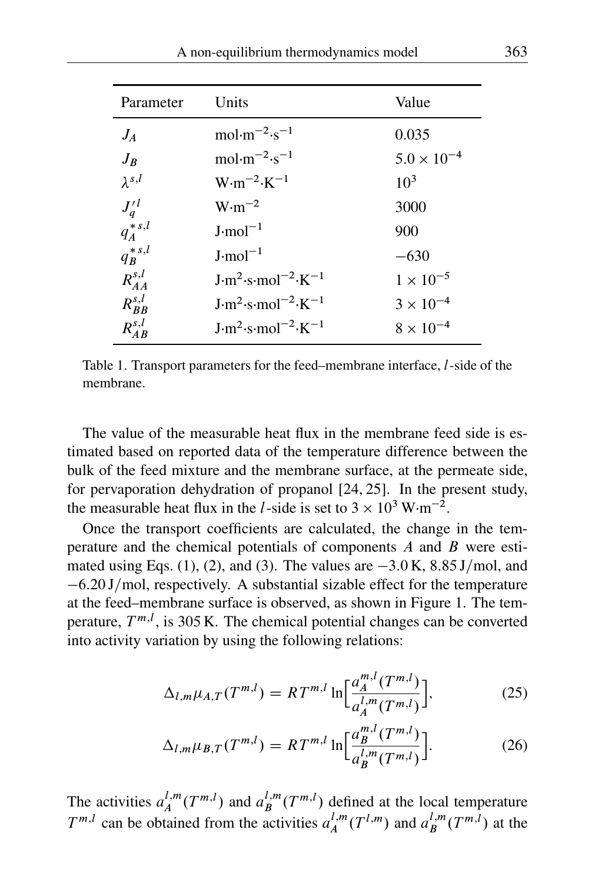| Parameter | Units | Value |
|---|---|---|
| $J_A$ | $\text{mol}\cdot\text{m}^{-2}\cdot\text{s}^{-1}$ | 0.035 |
| $J_B$ | $\text{mol}\cdot\text{m}^{-2}\cdot\text{s}^{-1}$ | $5.0 \times 10^{-4}$ |
| $\lambda^{s,l}$ | $\text{W}\cdot\text{m}^{-2}\cdot\text{K}^{-1}$ | $10^3$ |
| $J_q'^{\,l}$ | $\text{W}\cdot\text{m}^{-2}$ | 3000 |
| $q_A^{*s,l}$ | $\text{J}\cdot\text{mol}^{-1}$ | 900 |
| $q_B^{*s,l}$ | $\text{J}\cdot\text{mol}^{-1}$ | $-630$ |
| $R_{AA}^{s,l}$ | $\text{J}\cdot\text{m}^2\cdot\text{s}\cdot\text{mol}^{-2}\cdot\text{K}^{-1}$ | $1 \times 10^{-5}$ |
| $R_{BB}^{s,l}$ | $\text{J}\cdot\text{m}^2\cdot\text{s}\cdot\text{mol}^{-2}\cdot\text{K}^{-1}$ | $3 \times 10^{-4}$ |
| $R_{AB}^{s,l}$ | $\text{J}\cdot\text{m}^2\cdot\text{s}\cdot\text{mol}^{-2}\cdot\text{K}^{-1}$ | $8 \times 10^{-4}$ |

Table 1. Transport parameters for the feed–membrane interface, $l$-side of the membrane.

The value of the measurable heat flux in the membrane feed side is estimated based on reported data of the temperature difference between the bulk of the feed mixture and the membrane surface, at the permeate side, for pervaporation dehydration of propanol [24, 25]. In the present study, the measurable heat flux in the $l$-side is set to $3 \times 10^3\ \text{W}\cdot\text{m}^{-2}$.

Once the transport coefficients are calculated, the change in the temperature and the chemical potentials of components $A$ and $B$ were estimated using Eqs. (1), (2), and (3). The values are $-3.0$ K, 8.85 J/mol, and $-6.20$ J/mol, respectively. A substantial sizable effect for the temperature at the feed–membrane surface is observed, as shown in Figure 1. The temperature, $T^{m,l}$, is 305 K. The chemical potential changes can be converted into activity variation by using the following relations:

$$\Delta_{l,m}\mu_{A,T}(T^{m,l}) = RT^{m,l} \ln\left[\frac{a_A^{m,l}(T^{m,l})}{a_A^{l,m}(T^{m,l})}\right], \tag{25}$$

$$\Delta_{l,m}\mu_{B,T}(T^{m,l}) = RT^{m,l} \ln\left[\frac{a_B^{m,l}(T^{m,l})}{a_B^{l,m}(T^{m,l})}\right]. \tag{26}$$

The activities $a_A^{l,m}(T^{m,l})$ and $a_B^{l,m}(T^{m,l})$ defined at the local temperature $T^{m,l}$ can be obtained from the activities $a_A^{l,m}(T^{l,m})$ and $a_B^{l,m}(T^{m,l})$ at the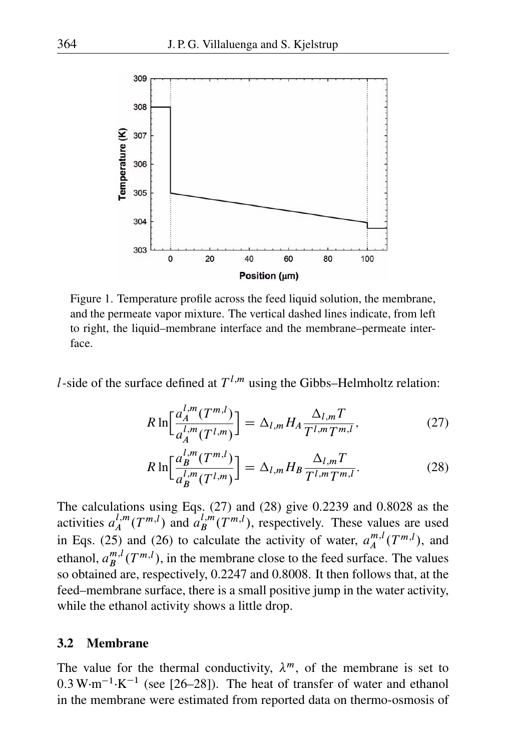309
308
307
306
305
304
303
Temperature (K)
0
20
40
60
80
100
Position (μm)

Figure 1. Temperature profile across the feed liquid solution, the membrane, and the permeate vapor mixture. The vertical dashed lines indicate, from left to right, the liquid–membrane interface and the membrane–permeate interface.

$l$-side of the surface defined at $T^{l,m}$ using the Gibbs–Helmholtz relation:

$$R \ln\left[\frac{a_A^{l,m}(T^{m,l})}{a_A^{l,m}(T^{l,m})}\right] = \Delta_{l,m} H_A \frac{\Delta_{l,m} T}{T^{l,m} T^{m,l}}, \tag{27}$$

$$R \ln\left[\frac{a_B^{l,m}(T^{m,l})}{a_B^{l,m}(T^{l,m})}\right] = \Delta_{l,m} H_B \frac{\Delta_{l,m} T}{T^{l,m} T^{m,l}}. \tag{28}$$

The calculations using Eqs. (27) and (28) give 0.2239 and 0.8028 as the activities $a_A^{l,m}(T^{m,l})$ and $a_B^{l,m}(T^{m,l})$, respectively. These values are used in Eqs. (25) and (26) to calculate the activity of water, $a_A^{m,l}(T^{m,l})$, and ethanol, $a_B^{m,l}(T^{m,l})$, in the membrane close to the feed surface. The values so obtained are, respectively, 0.2247 and 0.8008. It then follows that, at the feed–membrane surface, there is a small positive jump in the water activity, while the ethanol activity shows a little drop.

### 3.2 Membrane

The value for the thermal conductivity, $\lambda^m$, of the membrane is set to $0.3\,\mathrm{W{\cdot}m^{-1}{\cdot}K^{-1}}$ (see [26–28]). The heat of transfer of water and ethanol in the membrane were estimated from reported data on thermo-osmosis of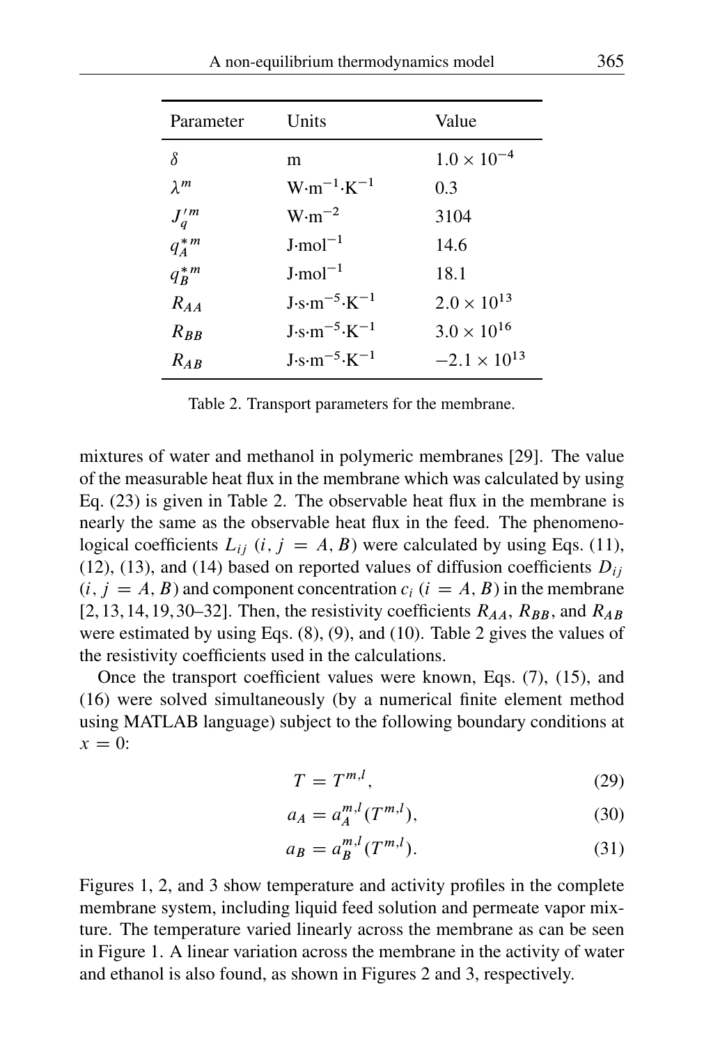| Parameter | Units | Value |
|---|---|---|
| $\delta$ | m | $1.0 \times 10^{-4}$ |
| $\lambda^m$ | $\mathrm{W \cdot m^{-1} \cdot K^{-1}}$ | 0.3 |
| $J_q'^m$ | $\mathrm{W \cdot m^{-2}}$ | 3104 |
| $q_A^{*m}$ | $\mathrm{J \cdot mol^{-1}}$ | 14.6 |
| $q_B^{*m}$ | $\mathrm{J \cdot mol^{-1}}$ | 18.1 |
| $R_{AA}$ | $\mathrm{J \cdot s \cdot m^{-5} \cdot K^{-1}}$ | $2.0 \times 10^{13}$ |
| $R_{BB}$ | $\mathrm{J \cdot s \cdot m^{-5} \cdot K^{-1}}$ | $3.0 \times 10^{16}$ |
| $R_{AB}$ | $\mathrm{J \cdot s \cdot m^{-5} \cdot K^{-1}}$ | $-2.1 \times 10^{13}$ |

Table 2. Transport parameters for the membrane.

mixtures of water and methanol in polymeric membranes [29]. The value of the measurable heat flux in the membrane which was calculated by using Eq. (23) is given in Table 2. The observable heat flux in the membrane is nearly the same as the observable heat flux in the feed. The phenomenological coefficients $L_{ij}$ $(i, j = A, B)$ were calculated by using Eqs. (11), (12), (13), and (14) based on reported values of diffusion coefficients $D_{ij}$ $(i, j = A, B)$ and component concentration $c_i$ $(i = A, B)$ in the membrane [2, 13, 14, 19, 30–32]. Then, the resistivity coefficients $R_{AA}$, $R_{BB}$, and $R_{AB}$ were estimated by using Eqs. (8), (9), and (10). Table 2 gives the values of the resistivity coefficients used in the calculations.

Once the transport coefficient values were known, Eqs. (7), (15), and (16) were solved simultaneously (by a numerical finite element method using MATLAB language) subject to the following boundary conditions at $x = 0$:

$$T = T^{m,l}, \tag{29}$$

$$a_A = a_A^{m,l}(T^{m,l}), \tag{30}$$

$$a_B = a_B^{m,l}(T^{m,l}). \tag{31}$$

Figures 1, 2, and 3 show temperature and activity profiles in the complete membrane system, including liquid feed solution and permeate vapor mixture. The temperature varied linearly across the membrane as can be seen in Figure 1. A linear variation across the membrane in the activity of water and ethanol is also found, as shown in Figures 2 and 3, respectively.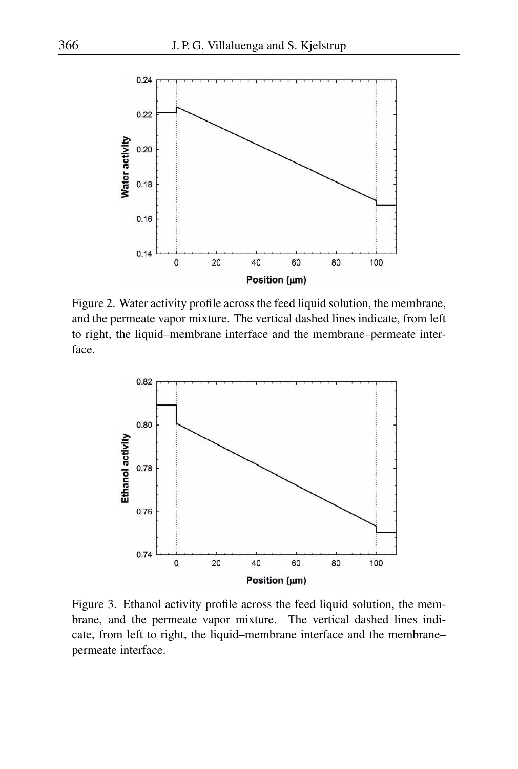0.24
0.22
0.20
0.18
0.16
0.14
Water activity
0
20
40
60
80
100
Position (μm)

Figure 2. Water activity profile across the feed liquid solution, the membrane, and the permeate vapor mixture. The vertical dashed lines indicate, from left to right, the liquid–membrane interface and the membrane–permeate interface.

0.82
0.80
0.78
0.76
0.74
Ethanol activity
0
20
40
60
80
100
Position (μm)

Figure 3. Ethanol activity profile across the feed liquid solution, the membrane, and the permeate vapor mixture. The vertical dashed lines indicate, from left to right, the liquid–membrane interface and the membrane–permeate interface.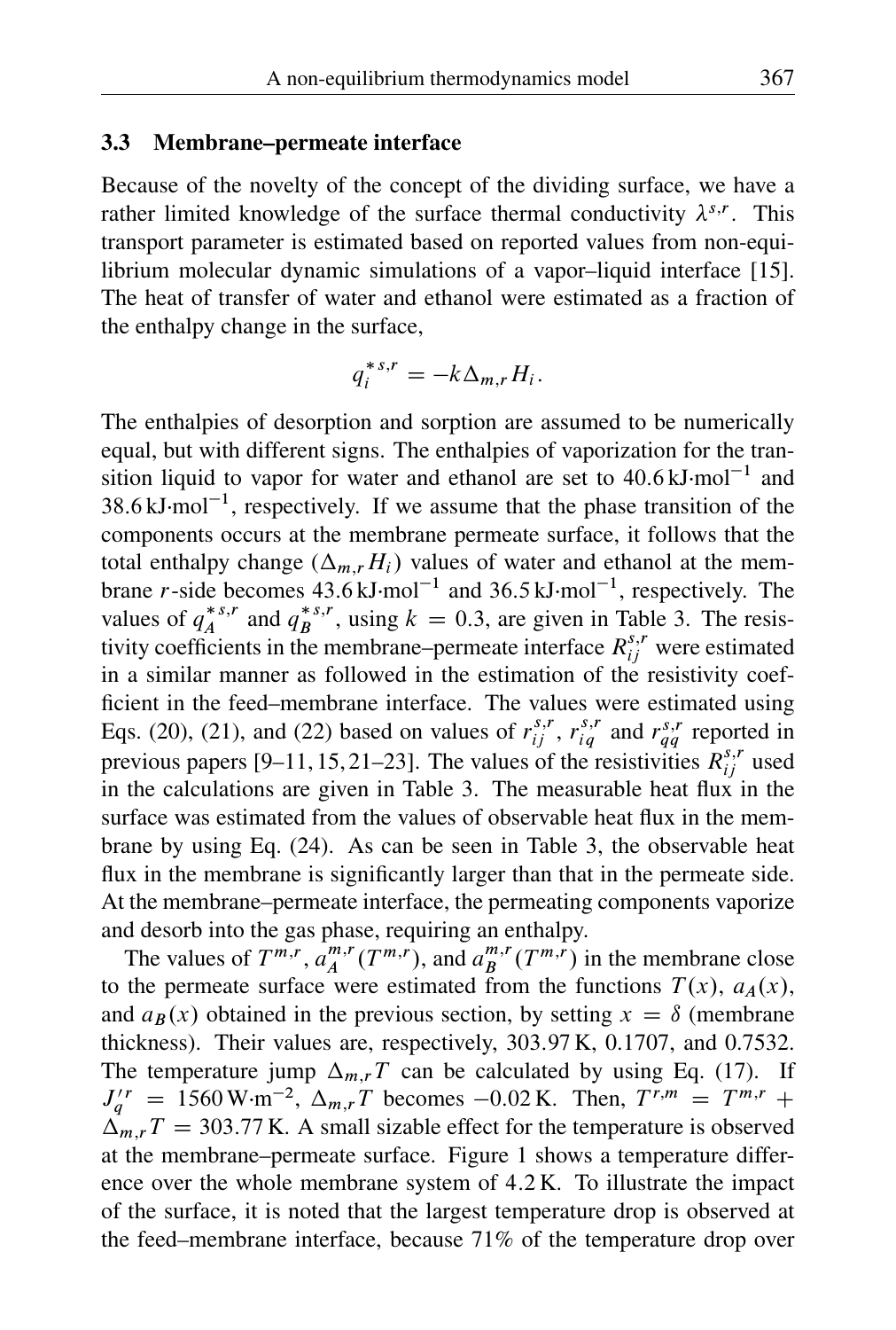### 3.3 Membrane–permeate interface

Because of the novelty of the concept of the dividing surface, we have a rather limited knowledge of the surface thermal conductivity $\lambda^{s,r}$. This transport parameter is estimated based on reported values from non-equilibrium molecular dynamic simulations of a vapor–liquid interface [15]. The heat of transfer of water and ethanol were estimated as a fraction of the enthalpy change in the surface,

$$q_i^{*s,r} = -k\Delta_{m,r}H_i.$$

The enthalpies of desorption and sorption are assumed to be numerically equal, but with different signs. The enthalpies of vaporization for the transition liquid to vapor for water and ethanol are set to 40.6 kJ·mol$^{-1}$ and 38.6 kJ·mol$^{-1}$, respectively. If we assume that the phase transition of the components occurs at the membrane permeate surface, it follows that the total enthalpy change ($\Delta_{m,r}H_i$) values of water and ethanol at the membrane $r$-side becomes 43.6 kJ·mol$^{-1}$ and 36.5 kJ·mol$^{-1}$, respectively. The values of $q_A^{*s,r}$ and $q_B^{*s,r}$, using $k = 0.3$, are given in Table 3. The resistivity coefficients in the membrane–permeate interface $R_{ij}^{s,r}$ were estimated in a similar manner as followed in the estimation of the resistivity coefficient in the feed–membrane interface. The values were estimated using Eqs. (20), (21), and (22) based on values of $r_{ij}^{s,r}$, $r_{iq}^{s,r}$ and $r_{qq}^{s,r}$ reported in previous papers [9–11, 15, 21–23]. The values of the resistivities $R_{ij}^{s,r}$ used in the calculations are given in Table 3. The measurable heat flux in the surface was estimated from the values of observable heat flux in the membrane by using Eq. (24). As can be seen in Table 3, the observable heat flux in the membrane is significantly larger than that in the permeate side. At the membrane–permeate interface, the permeating components vaporize and desorb into the gas phase, requiring an enthalpy.

The values of $T^{m,r}$, $a_A^{m,r}(T^{m,r})$, and $a_B^{m,r}(T^{m,r})$ in the membrane close to the permeate surface were estimated from the functions $T(x)$, $a_A(x)$, and $a_B(x)$ obtained in the previous section, by setting $x = \delta$ (membrane thickness). Their values are, respectively, 303.97 K, 0.1707, and 0.7532. The temperature jump $\Delta_{m,r}T$ can be calculated by using Eq. (17). If $J_q'^{r} = 1560\,\text{W·m}^{-2}$, $\Delta_{m,r}T$ becomes $-0.02$ K. Then, $T^{r,m} = T^{m,r} + \Delta_{m,r}T = 303.77$ K. A small sizable effect for the temperature is observed at the membrane–permeate surface. Figure 1 shows a temperature difference over the whole membrane system of 4.2 K. To illustrate the impact of the surface, it is noted that the largest temperature drop is observed at the feed–membrane interface, because 71% of the temperature drop over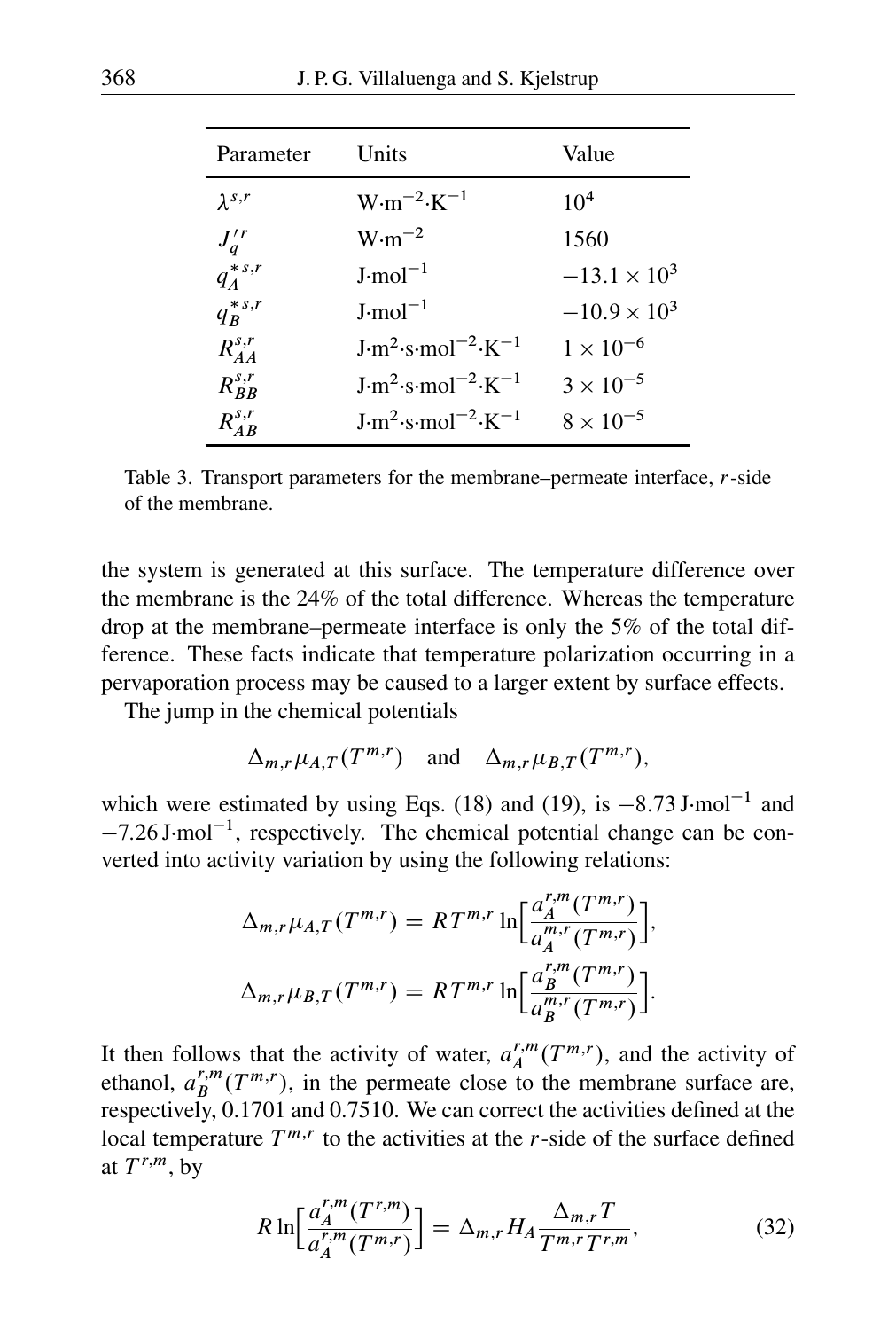| Parameter | Units | Value |
|---|---|---|
| $\lambda^{s,r}$ | $\mathrm{W{\cdot}m^{-2}{\cdot}K^{-1}}$ | $10^4$ |
| $J_q'^{r}$ | $\mathrm{W{\cdot}m^{-2}}$ | 1560 |
| $q_A^{*s,r}$ | $\mathrm{J{\cdot}mol^{-1}}$ | $-13.1 \times 10^3$ |
| $q_B^{*s,r}$ | $\mathrm{J{\cdot}mol^{-1}}$ | $-10.9 \times 10^3$ |
| $R_{AA}^{s,r}$ | $\mathrm{J{\cdot}m^2{\cdot}s{\cdot}mol^{-2}{\cdot}K^{-1}}$ | $1 \times 10^{-6}$ |
| $R_{BB}^{s,r}$ | $\mathrm{J{\cdot}m^2{\cdot}s{\cdot}mol^{-2}{\cdot}K^{-1}}$ | $3 \times 10^{-5}$ |
| $R_{AB}^{s,r}$ | $\mathrm{J{\cdot}m^2{\cdot}s{\cdot}mol^{-2}{\cdot}K^{-1}}$ | $8 \times 10^{-5}$ |

Table 3. Transport parameters for the membrane–permeate interface, $r$-side of the membrane.

the system is generated at this surface. The temperature difference over the membrane is the 24% of the total difference. Whereas the temperature drop at the membrane–permeate interface is only the 5% of the total difference. These facts indicate that temperature polarization occurring in a pervaporation process may be caused to a larger extent by surface effects.

The jump in the chemical potentials

$$\Delta_{m,r}\mu_{A,T}(T^{m,r}) \quad \text{and} \quad \Delta_{m,r}\mu_{B,T}(T^{m,r}),$$

which were estimated by using Eqs. (18) and (19), is $-8.73\,\mathrm{J{\cdot}mol^{-1}}$ and $-7.26\,\mathrm{J{\cdot}mol^{-1}}$, respectively. The chemical potential change can be converted into activity variation by using the following relations:

$$\Delta_{m,r}\mu_{A,T}(T^{m,r}) = RT^{m,r}\ln\Big[\frac{a_A^{r,m}(T^{m,r})}{a_A^{m,r}(T^{m,r})}\Big],$$

$$\Delta_{m,r}\mu_{B,T}(T^{m,r}) = RT^{m,r}\ln\Big[\frac{a_B^{r,m}(T^{m,r})}{a_B^{m,r}(T^{m,r})}\Big].$$

It then follows that the activity of water, $a_A^{r,m}(T^{m,r})$, and the activity of ethanol, $a_B^{r,m}(T^{m,r})$, in the permeate close to the membrane surface are, respectively, 0.1701 and 0.7510. We can correct the activities defined at the local temperature $T^{m,r}$ to the activities at the $r$-side of the surface defined at $T^{r,m}$, by

$$R\ln\Big[\frac{a_A^{r,m}(T^{r,m})}{a_A^{r,m}(T^{m,r})}\Big] = \Delta_{m,r}H_A\frac{\Delta_{m,r}T}{T^{m,r}T^{r,m}}, \tag{32}$$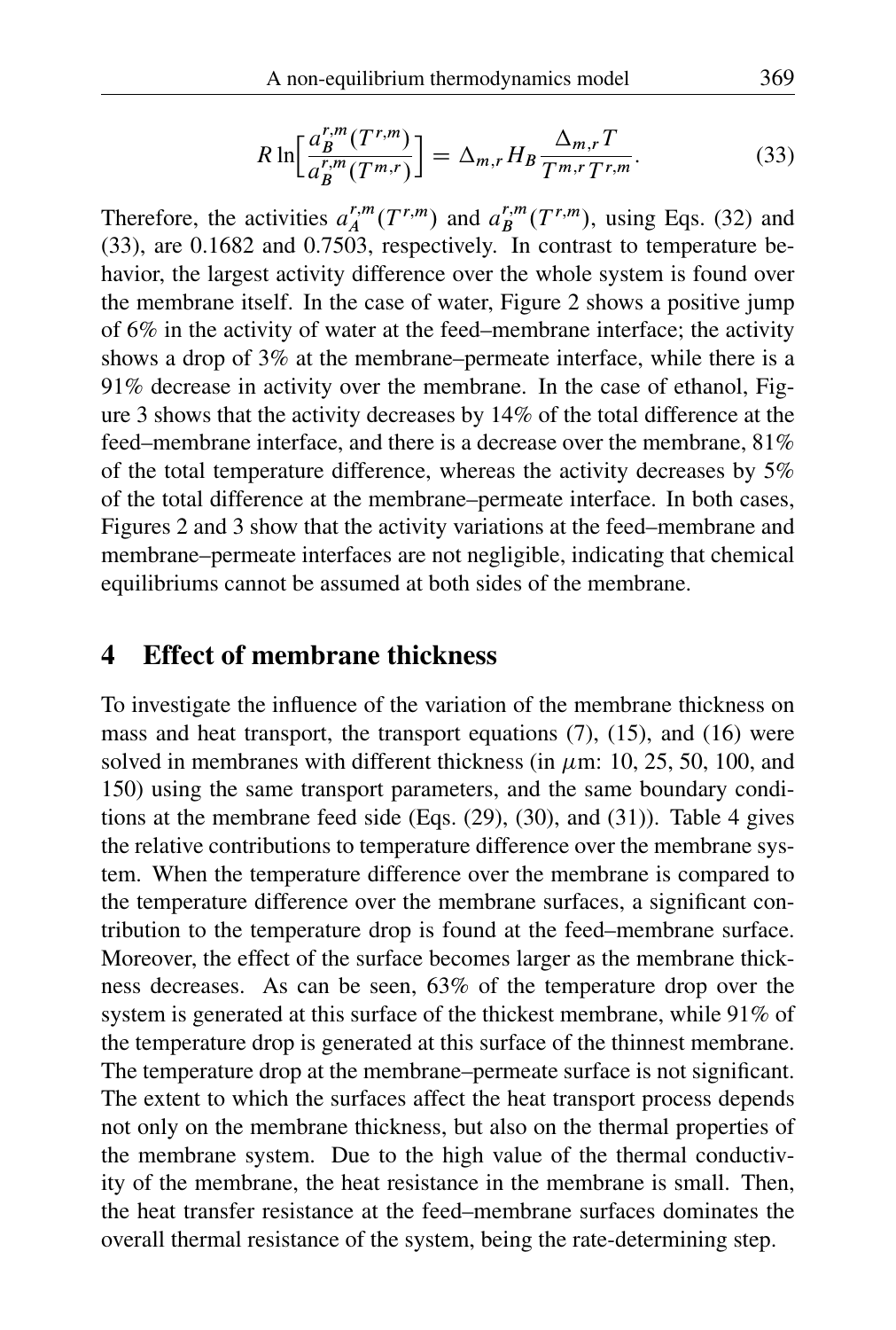$$R \ln\Big[\frac{a_B^{r,m}(T^{r,m})}{a_B^{r,m}(T^{m,r})}\Big] = \Delta_{m,r} H_B \frac{\Delta_{m,r} T}{T^{m,r} T^{r,m}}. \tag{33}$$

Therefore, the activities $a_A^{r,m}(T^{r,m})$ and $a_B^{r,m}(T^{r,m})$, using Eqs. (32) and (33), are 0.1682 and 0.7503, respectively. In contrast to temperature behavior, the largest activity difference over the whole system is found over the membrane itself. In the case of water, Figure 2 shows a positive jump of 6% in the activity of water at the feed–membrane interface; the activity shows a drop of 3% at the membrane–permeate interface, while there is a 91% decrease in activity over the membrane. In the case of ethanol, Figure 3 shows that the activity decreases by 14% of the total difference at the feed–membrane interface, and there is a decrease over the membrane, 81% of the total temperature difference, whereas the activity decreases by 5% of the total difference at the membrane–permeate interface. In both cases, Figures 2 and 3 show that the activity variations at the feed–membrane and membrane–permeate interfaces are not negligible, indicating that chemical equilibriums cannot be assumed at both sides of the membrane.

## 4 Effect of membrane thickness

To investigate the influence of the variation of the membrane thickness on mass and heat transport, the transport equations (7), (15), and (16) were solved in membranes with different thickness (in $\mu$m: 10, 25, 50, 100, and 150) using the same transport parameters, and the same boundary conditions at the membrane feed side (Eqs. (29), (30), and (31)). Table 4 gives the relative contributions to temperature difference over the membrane system. When the temperature difference over the membrane is compared to the temperature difference over the membrane surfaces, a significant contribution to the temperature drop is found at the feed–membrane surface. Moreover, the effect of the surface becomes larger as the membrane thickness decreases. As can be seen, 63% of the temperature drop over the system is generated at this surface of the thickest membrane, while 91% of the temperature drop is generated at this surface of the thinnest membrane. The temperature drop at the membrane–permeate surface is not significant. The extent to which the surfaces affect the heat transport process depends not only on the membrane thickness, but also on the thermal properties of the membrane system. Due to the high value of the thermal conductivity of the membrane, the heat resistance in the membrane is small. Then, the heat transfer resistance at the feed–membrane surfaces dominates the overall thermal resistance of the system, being the rate-determining step.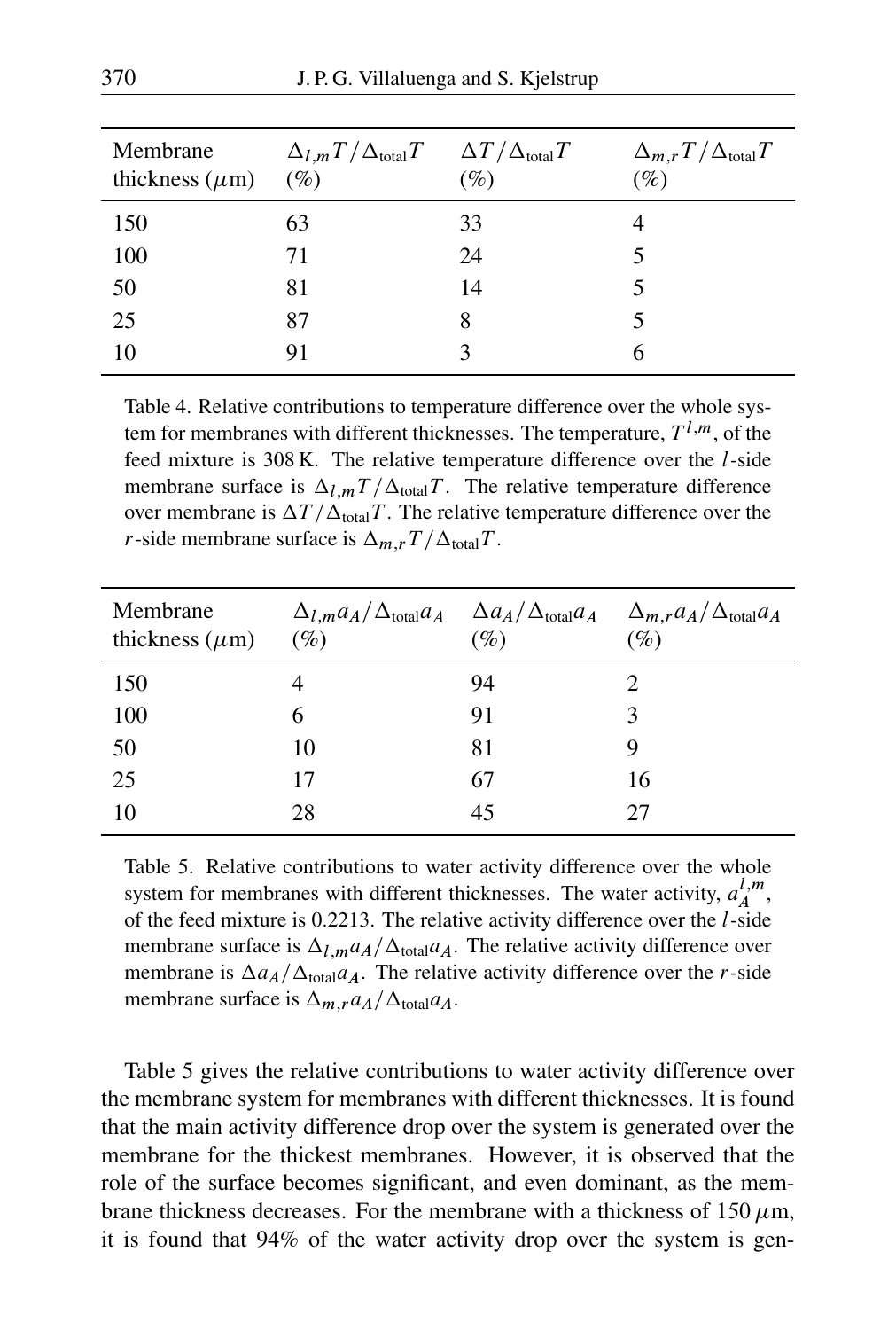| Membrane thickness ($\mu$m) | $\Delta_{l,m}T/\Delta_{\text{total}}T$ (%) | $\Delta T/\Delta_{\text{total}}T$ (%) | $\Delta_{m,r}T/\Delta_{\text{total}}T$ (%) |
|---|---|---|---|
| 150 | 63 | 33 | 4 |
| 100 | 71 | 24 | 5 |
| 50 | 81 | 14 | 5 |
| 25 | 87 | 8 | 5 |
| 10 | 91 | 3 | 6 |

Table 4. Relative contributions to temperature difference over the whole system for membranes with different thicknesses. The temperature, $T^{l,m}$, of the feed mixture is 308 K. The relative temperature difference over the $l$-side membrane surface is $\Delta_{l,m}T/\Delta_{\text{total}}T$. The relative temperature difference over membrane is $\Delta T/\Delta_{\text{total}}T$. The relative temperature difference over the $r$-side membrane surface is $\Delta_{m,r}T/\Delta_{\text{total}}T$.

| Membrane thickness ($\mu$m) | $\Delta_{l,m}a_A/\Delta_{\text{total}}a_A$ (%) | $\Delta a_A/\Delta_{\text{total}}a_A$ (%) | $\Delta_{m,r}a_A/\Delta_{\text{total}}a_A$ (%) |
|---|---|---|---|
| 150 | 4 | 94 | 2 |
| 100 | 6 | 91 | 3 |
| 50 | 10 | 81 | 9 |
| 25 | 17 | 67 | 16 |
| 10 | 28 | 45 | 27 |

Table 5. Relative contributions to water activity difference over the whole system for membranes with different thicknesses. The water activity, $a_A^{l,m}$, of the feed mixture is 0.2213. The relative activity difference over the $l$-side membrane surface is $\Delta_{l,m}a_A/\Delta_{\text{total}}a_A$. The relative activity difference over membrane is $\Delta a_A/\Delta_{\text{total}}a_A$. The relative activity difference over the $r$-side membrane surface is $\Delta_{m,r}a_A/\Delta_{\text{total}}a_A$.

Table 5 gives the relative contributions to water activity difference over the membrane system for membranes with different thicknesses. It is found that the main activity difference drop over the system is generated over the membrane for the thickest membranes. However, it is observed that the role of the surface becomes significant, and even dominant, as the membrane thickness decreases. For the membrane with a thickness of 150 $\mu$m, it is found that 94% of the water activity drop over the system is gen-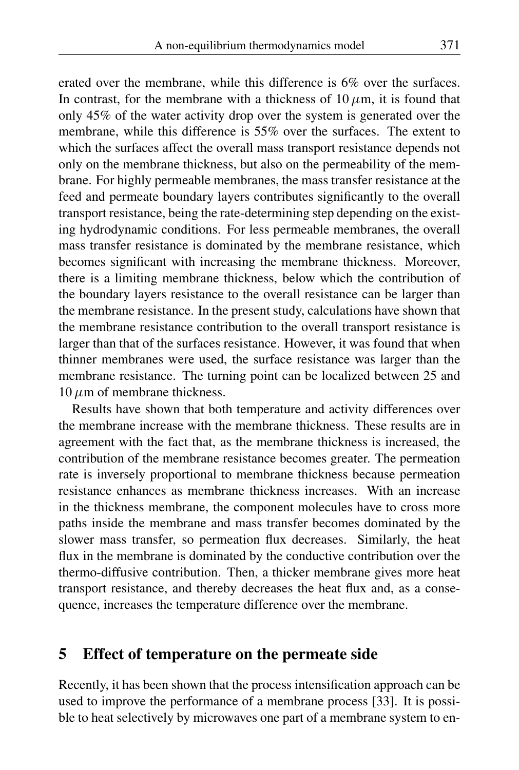erated over the membrane, while this difference is 6% over the surfaces. In contrast, for the membrane with a thickness of 10 $\mu$m, it is found that only 45% of the water activity drop over the system is generated over the membrane, while this difference is 55% over the surfaces. The extent to which the surfaces affect the overall mass transport resistance depends not only on the membrane thickness, but also on the permeability of the membrane. For highly permeable membranes, the mass transfer resistance at the feed and permeate boundary layers contributes significantly to the overall transport resistance, being the rate-determining step depending on the existing hydrodynamic conditions. For less permeable membranes, the overall mass transfer resistance is dominated by the membrane resistance, which becomes significant with increasing the membrane thickness. Moreover, there is a limiting membrane thickness, below which the contribution of the boundary layers resistance to the overall resistance can be larger than the membrane resistance. In the present study, calculations have shown that the membrane resistance contribution to the overall transport resistance is larger than that of the surfaces resistance. However, it was found that when thinner membranes were used, the surface resistance was larger than the membrane resistance. The turning point can be localized between 25 and 10 $\mu$m of membrane thickness.

Results have shown that both temperature and activity differences over the membrane increase with the membrane thickness. These results are in agreement with the fact that, as the membrane thickness is increased, the contribution of the membrane resistance becomes greater. The permeation rate is inversely proportional to membrane thickness because permeation resistance enhances as membrane thickness increases. With an increase in the thickness membrane, the component molecules have to cross more paths inside the membrane and mass transfer becomes dominated by the slower mass transfer, so permeation flux decreases. Similarly, the heat flux in the membrane is dominated by the conductive contribution over the thermo-diffusive contribution. Then, a thicker membrane gives more heat transport resistance, and thereby decreases the heat flux and, as a consequence, increases the temperature difference over the membrane.

## 5 Effect of temperature on the permeate side

Recently, it has been shown that the process intensification approach can be used to improve the performance of a membrane process [33]. It is possible to heat selectively by microwaves one part of a membrane system to en-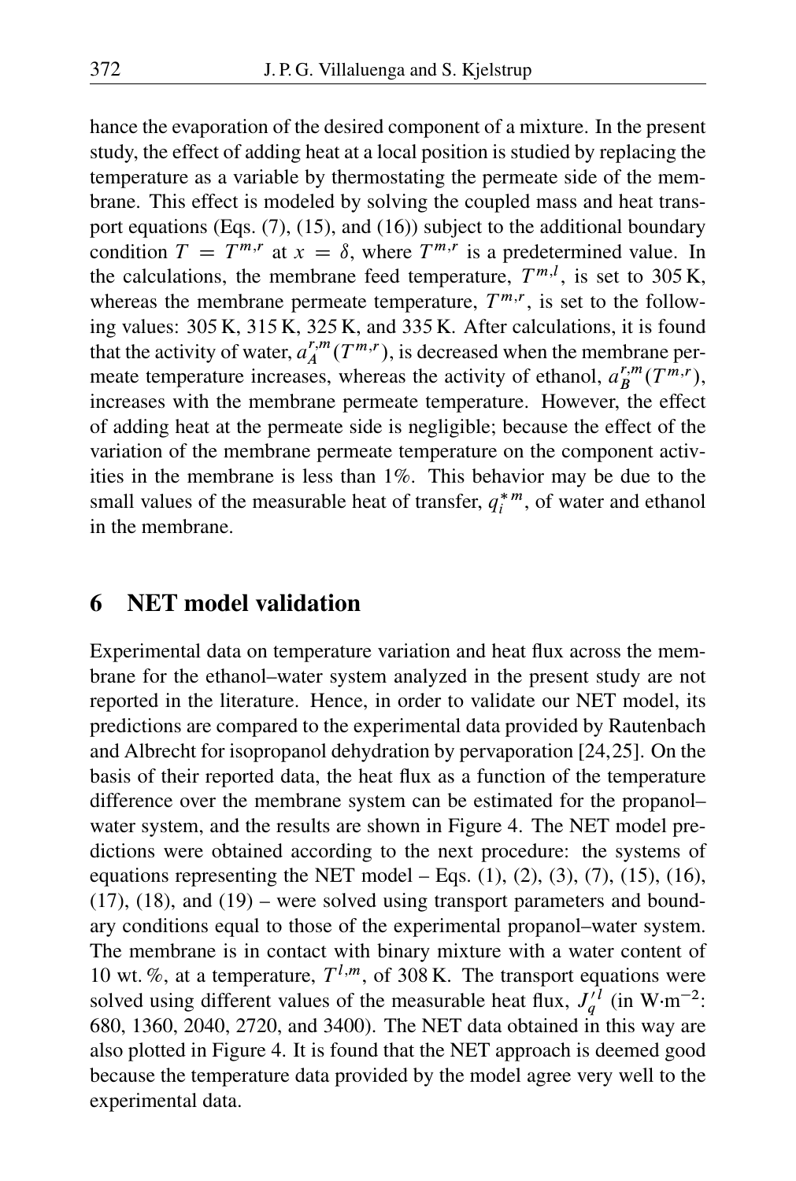hance the evaporation of the desired component of a mixture. In the present study, the effect of adding heat at a local position is studied by replacing the temperature as a variable by thermostating the permeate side of the membrane. This effect is modeled by solving the coupled mass and heat transport equations (Eqs. (7), (15), and (16)) subject to the additional boundary condition $T = T^{m,r}$ at $x = \delta$, where $T^{m,r}$ is a predetermined value. In the calculations, the membrane feed temperature, $T^{m,l}$, is set to 305 K, whereas the membrane permeate temperature, $T^{m,r}$, is set to the following values: 305 K, 315 K, 325 K, and 335 K. After calculations, it is found that the activity of water, $a_A^{r,m}(T^{m,r})$, is decreased when the membrane permeate temperature increases, whereas the activity of ethanol, $a_B^{r,m}(T^{m,r})$, increases with the membrane permeate temperature. However, the effect of adding heat at the permeate side is negligible; because the effect of the variation of the membrane permeate temperature on the component activities in the membrane is less than 1%. This behavior may be due to the small values of the measurable heat of transfer, $q_i^{*m}$, of water and ethanol in the membrane.

## 6 NET model validation

Experimental data on temperature variation and heat flux across the membrane for the ethanol–water system analyzed in the present study are not reported in the literature. Hence, in order to validate our NET model, its predictions are compared to the experimental data provided by Rautenbach and Albrecht for isopropanol dehydration by pervaporation [24,25]. On the basis of their reported data, the heat flux as a function of the temperature difference over the membrane system can be estimated for the propanol–water system, and the results are shown in Figure 4. The NET model predictions were obtained according to the next procedure: the systems of equations representing the NET model – Eqs. (1), (2), (3), (7), (15), (16), (17), (18), and (19) – were solved using transport parameters and boundary conditions equal to those of the experimental propanol–water system. The membrane is in contact with binary mixture with a water content of 10 wt. %, at a temperature, $T^{l,m}$, of 308 K. The transport equations were solved using different values of the measurable heat flux, $J_q^{\prime l}$ (in W·m$^{-2}$: 680, 1360, 2040, 2720, and 3400). The NET data obtained in this way are also plotted in Figure 4. It is found that the NET approach is deemed good because the temperature data provided by the model agree very well to the experimental data.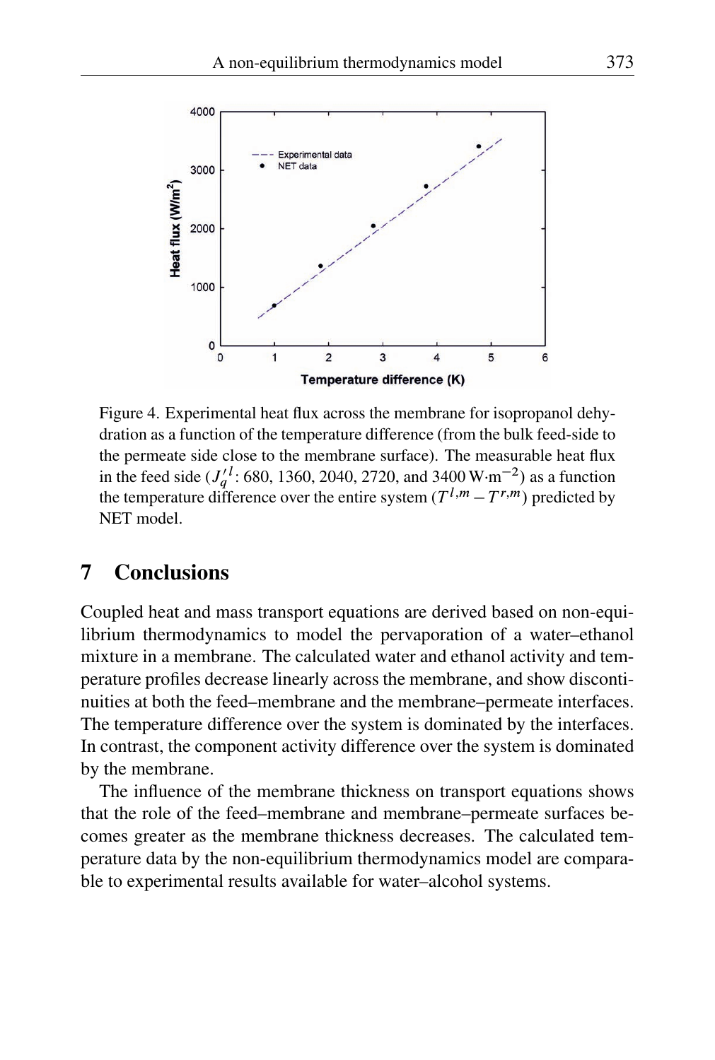4000

3000

2000

1000

0

0 1 2 3 4 5 6

Heat flux (W/m$^2$)

Temperature difference (K)

Experimental data

NET data

Figure 4. Experimental heat flux across the membrane for isopropanol dehydration as a function of the temperature difference (from the bulk feed-side to the permeate side close to the membrane surface). The measurable heat flux in the feed side ($J_q'^{l}$: 680, 1360, 2040, 2720, and 3400 W·m$^{-2}$) as a function the temperature difference over the entire system ($T^{l,m} - T^{r,m}$) predicted by NET model.

## 7 Conclusions

Coupled heat and mass transport equations are derived based on non-equilibrium thermodynamics to model the pervaporation of a water–ethanol mixture in a membrane. The calculated water and ethanol activity and temperature profiles decrease linearly across the membrane, and show discontinuities at both the feed–membrane and the membrane–permeate interfaces. The temperature difference over the system is dominated by the interfaces. In contrast, the component activity difference over the system is dominated by the membrane.

The influence of the membrane thickness on transport equations shows that the role of the feed–membrane and membrane–permeate surfaces becomes greater as the membrane thickness decreases. The calculated temperature data by the non-equilibrium thermodynamics model are comparable to experimental results available for water–alcohol systems.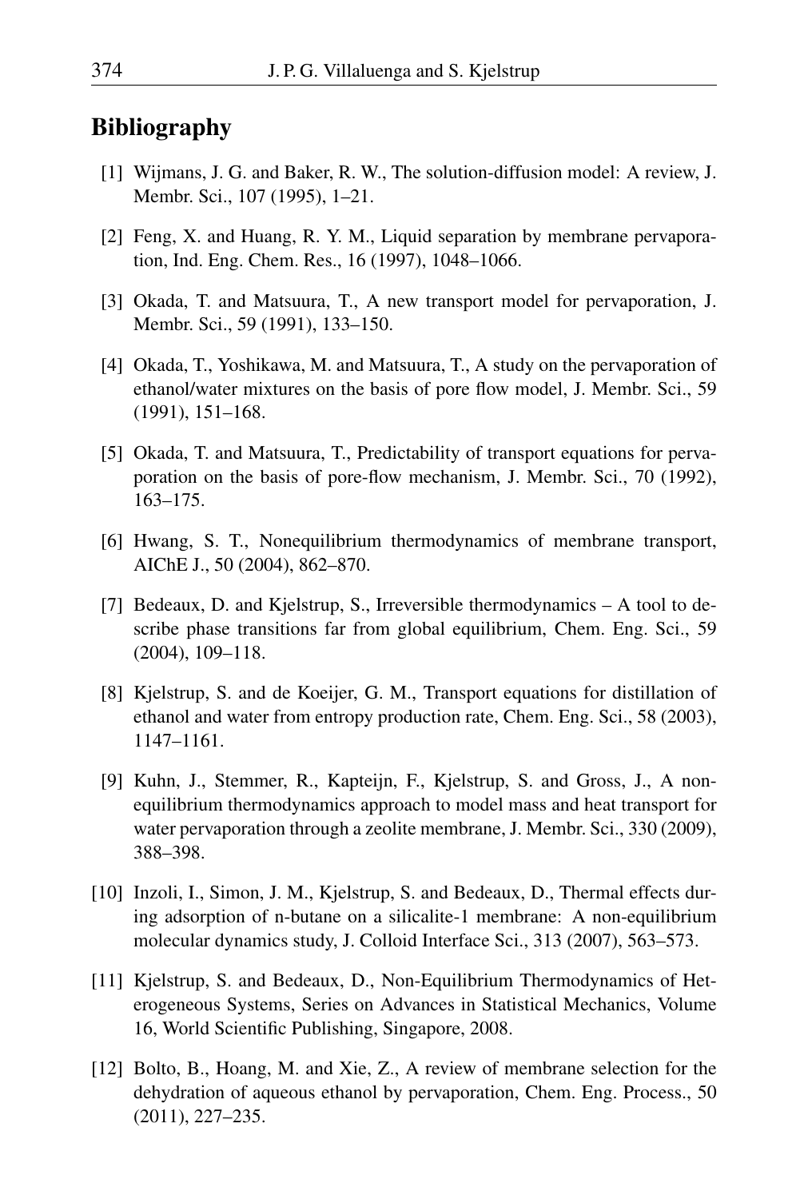## Bibliography

[1] Wijmans, J. G. and Baker, R. W., The solution-diffusion model: A review, J. Membr. Sci., 107 (1995), 1–21.

[2] Feng, X. and Huang, R. Y. M., Liquid separation by membrane pervaporation, Ind. Eng. Chem. Res., 16 (1997), 1048–1066.

[3] Okada, T. and Matsuura, T., A new transport model for pervaporation, J. Membr. Sci., 59 (1991), 133–150.

[4] Okada, T., Yoshikawa, M. and Matsuura, T., A study on the pervaporation of ethanol/water mixtures on the basis of pore flow model, J. Membr. Sci., 59 (1991), 151–168.

[5] Okada, T. and Matsuura, T., Predictability of transport equations for pervaporation on the basis of pore-flow mechanism, J. Membr. Sci., 70 (1992), 163–175.

[6] Hwang, S. T., Nonequilibrium thermodynamics of membrane transport, AIChE J., 50 (2004), 862–870.

[7] Bedeaux, D. and Kjelstrup, S., Irreversible thermodynamics – A tool to describe phase transitions far from global equilibrium, Chem. Eng. Sci., 59 (2004), 109–118.

[8] Kjelstrup, S. and de Koeijer, G. M., Transport equations for distillation of ethanol and water from entropy production rate, Chem. Eng. Sci., 58 (2003), 1147–1161.

[9] Kuhn, J., Stemmer, R., Kapteijn, F., Kjelstrup, S. and Gross, J., A non-equilibrium thermodynamics approach to model mass and heat transport for water pervaporation through a zeolite membrane, J. Membr. Sci., 330 (2009), 388–398.

[10] Inzoli, I., Simon, J. M., Kjelstrup, S. and Bedeaux, D., Thermal effects during adsorption of n-butane on a silicalite-1 membrane: A non-equilibrium molecular dynamics study, J. Colloid Interface Sci., 313 (2007), 563–573.

[11] Kjelstrup, S. and Bedeaux, D., Non-Equilibrium Thermodynamics of Heterogeneous Systems, Series on Advances in Statistical Mechanics, Volume 16, World Scientific Publishing, Singapore, 2008.

[12] Bolto, B., Hoang, M. and Xie, Z., A review of membrane selection for the dehydration of aqueous ethanol by pervaporation, Chem. Eng. Process., 50 (2011), 227–235.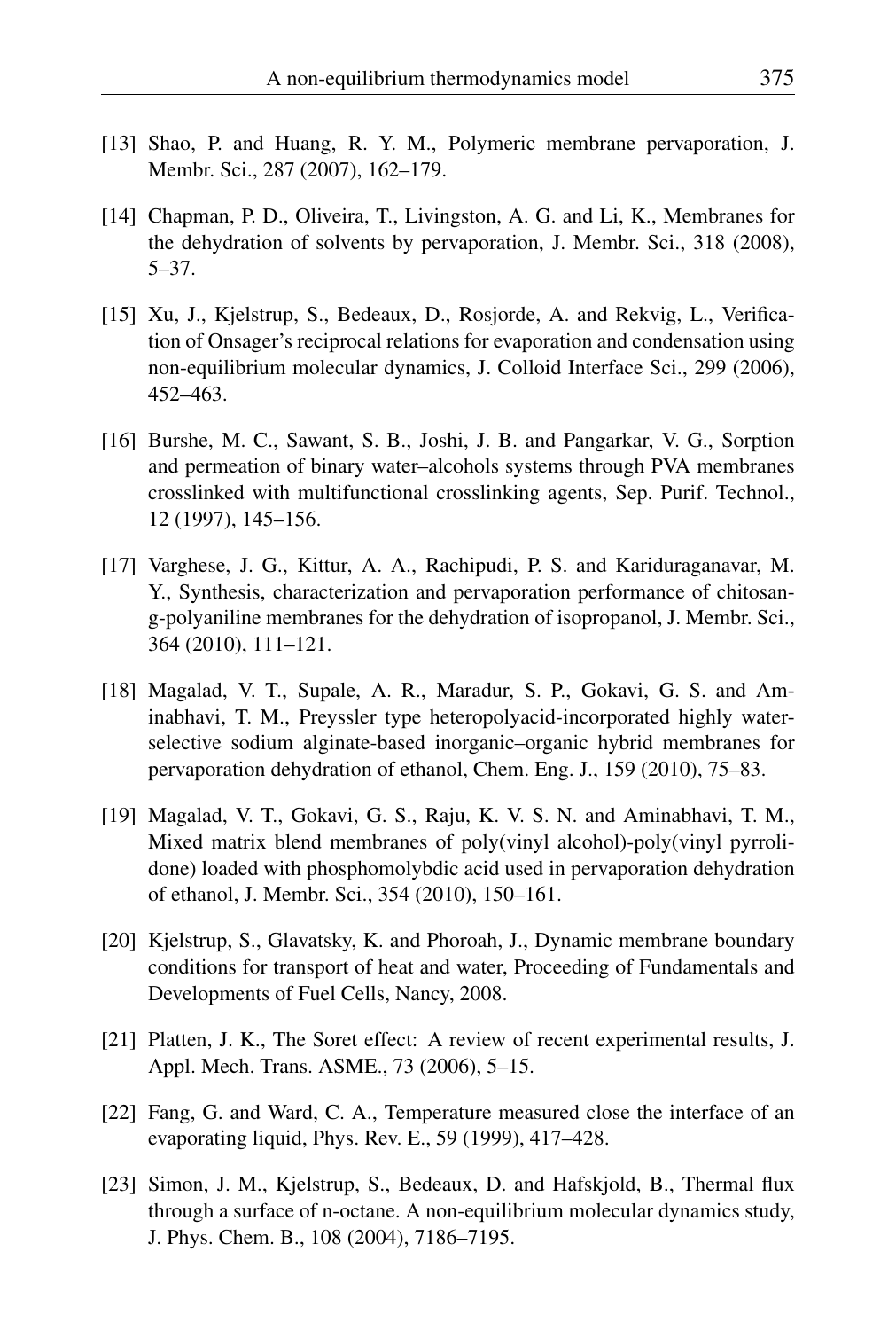[13] Shao, P. and Huang, R. Y. M., Polymeric membrane pervaporation, J. Membr. Sci., 287 (2007), 162–179.

[14] Chapman, P. D., Oliveira, T., Livingston, A. G. and Li, K., Membranes for the dehydration of solvents by pervaporation, J. Membr. Sci., 318 (2008), 5–37.

[15] Xu, J., Kjelstrup, S., Bedeaux, D., Rosjorde, A. and Rekvig, L., Verification of Onsager's reciprocal relations for evaporation and condensation using non-equilibrium molecular dynamics, J. Colloid Interface Sci., 299 (2006), 452–463.

[16] Burshe, M. C., Sawant, S. B., Joshi, J. B. and Pangarkar, V. G., Sorption and permeation of binary water–alcohols systems through PVA membranes crosslinked with multifunctional crosslinking agents, Sep. Purif. Technol., 12 (1997), 145–156.

[17] Varghese, J. G., Kittur, A. A., Rachipudi, P. S. and Kariduraganavar, M. Y., Synthesis, characterization and pervaporation performance of chitosan-g-polyaniline membranes for the dehydration of isopropanol, J. Membr. Sci., 364 (2010), 111–121.

[18] Magalad, V. T., Supale, A. R., Maradur, S. P., Gokavi, G. S. and Aminabhavi, T. M., Preyssler type heteropolyacid-incorporated highly water-selective sodium alginate-based inorganic–organic hybrid membranes for pervaporation dehydration of ethanol, Chem. Eng. J., 159 (2010), 75–83.

[19] Magalad, V. T., Gokavi, G. S., Raju, K. V. S. N. and Aminabhavi, T. M., Mixed matrix blend membranes of poly(vinyl alcohol)-poly(vinyl pyrrolidone) loaded with phosphomolybdic acid used in pervaporation dehydration of ethanol, J. Membr. Sci., 354 (2010), 150–161.

[20] Kjelstrup, S., Glavatsky, K. and Phoroah, J., Dynamic membrane boundary conditions for transport of heat and water, Proceeding of Fundamentals and Developments of Fuel Cells, Nancy, 2008.

[21] Platten, J. K., The Soret effect: A review of recent experimental results, J. Appl. Mech. Trans. ASME., 73 (2006), 5–15.

[22] Fang, G. and Ward, C. A., Temperature measured close the interface of an evaporating liquid, Phys. Rev. E., 59 (1999), 417–428.

[23] Simon, J. M., Kjelstrup, S., Bedeaux, D. and Hafskjold, B., Thermal flux through a surface of n-octane. A non-equilibrium molecular dynamics study, J. Phys. Chem. B., 108 (2004), 7186–7195.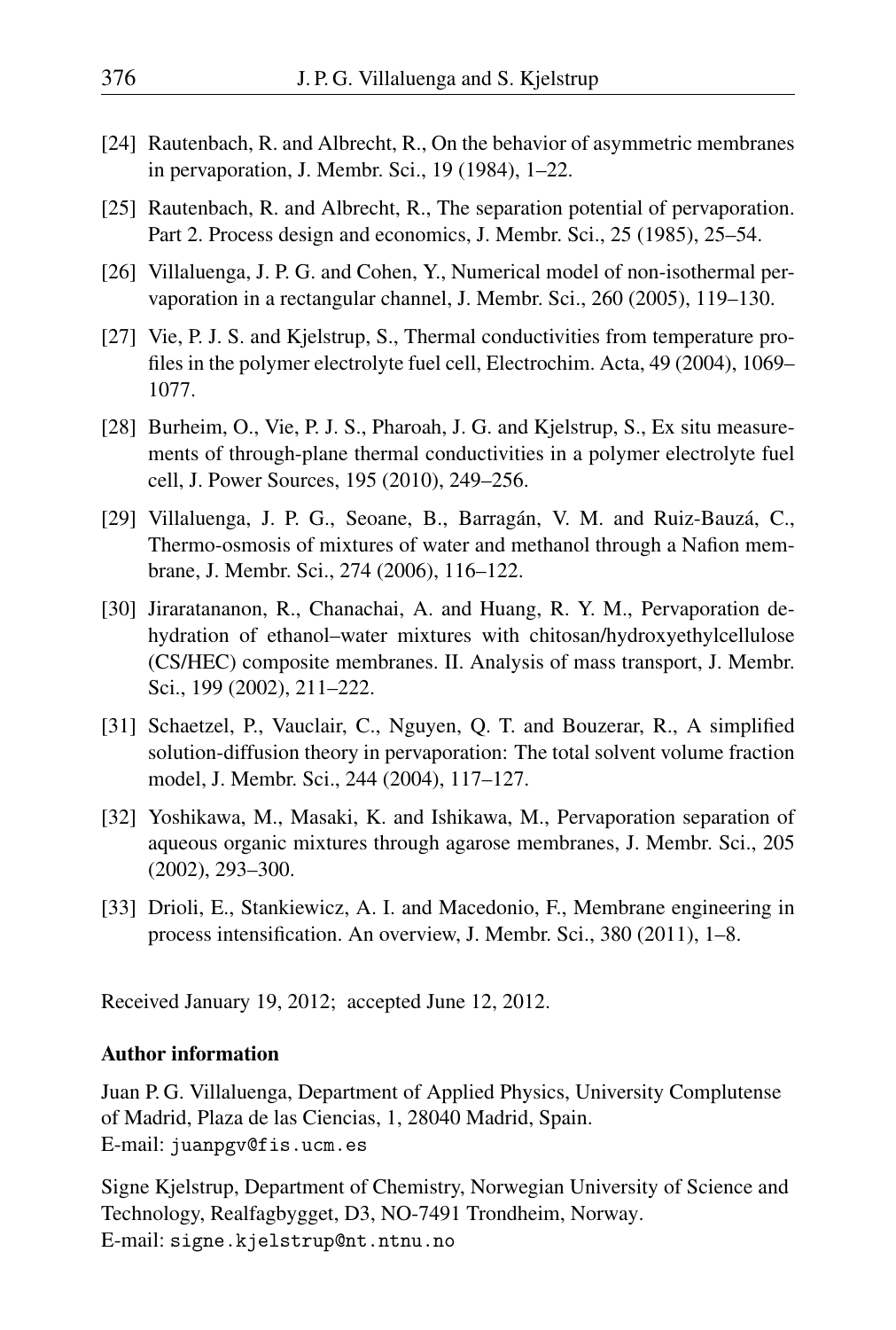[24] Rautenbach, R. and Albrecht, R., On the behavior of asymmetric membranes in pervaporation, J. Membr. Sci., 19 (1984), 1–22.

[25] Rautenbach, R. and Albrecht, R., The separation potential of pervaporation. Part 2. Process design and economics, J. Membr. Sci., 25 (1985), 25–54.

[26] Villaluenga, J. P. G. and Cohen, Y., Numerical model of non-isothermal pervaporation in a rectangular channel, J. Membr. Sci., 260 (2005), 119–130.

[27] Vie, P. J. S. and Kjelstrup, S., Thermal conductivities from temperature profiles in the polymer electrolyte fuel cell, Electrochim. Acta, 49 (2004), 1069–1077.

[28] Burheim, O., Vie, P. J. S., Pharoah, J. G. and Kjelstrup, S., Ex situ measurements of through-plane thermal conductivities in a polymer electrolyte fuel cell, J. Power Sources, 195 (2010), 249–256.

[29] Villaluenga, J. P. G., Seoane, B., Barragán, V. M. and Ruiz-Bauzá, C., Thermo-osmosis of mixtures of water and methanol through a Nafion membrane, J. Membr. Sci., 274 (2006), 116–122.

[30] Jiraratananon, R., Chanachai, A. and Huang, R. Y. M., Pervaporation dehydration of ethanol–water mixtures with chitosan/hydroxyethylcellulose (CS/HEC) composite membranes. II. Analysis of mass transport, J. Membr. Sci., 199 (2002), 211–222.

[31] Schaetzel, P., Vauclair, C., Nguyen, Q. T. and Bouzerar, R., A simplified solution-diffusion theory in pervaporation: The total solvent volume fraction model, J. Membr. Sci., 244 (2004), 117–127.

[32] Yoshikawa, M., Masaki, K. and Ishikawa, M., Pervaporation separation of aqueous organic mixtures through agarose membranes, J. Membr. Sci., 205 (2002), 293–300.

[33] Drioli, E., Stankiewicz, A. I. and Macedonio, F., Membrane engineering in process intensification. An overview, J. Membr. Sci., 380 (2011), 1–8.

Received January 19, 2012; accepted June 12, 2012.

**Author information**

Juan P. G. Villaluenga, Department of Applied Physics, University Complutense of Madrid, Plaza de las Ciencias, 1, 28040 Madrid, Spain.
E-mail: juanpgv@fis.ucm.es

Signe Kjelstrup, Department of Chemistry, Norwegian University of Science and Technology, Realfagbygget, D3, NO-7491 Trondheim, Norway.
E-mail: signe.kjelstrup@nt.ntnu.no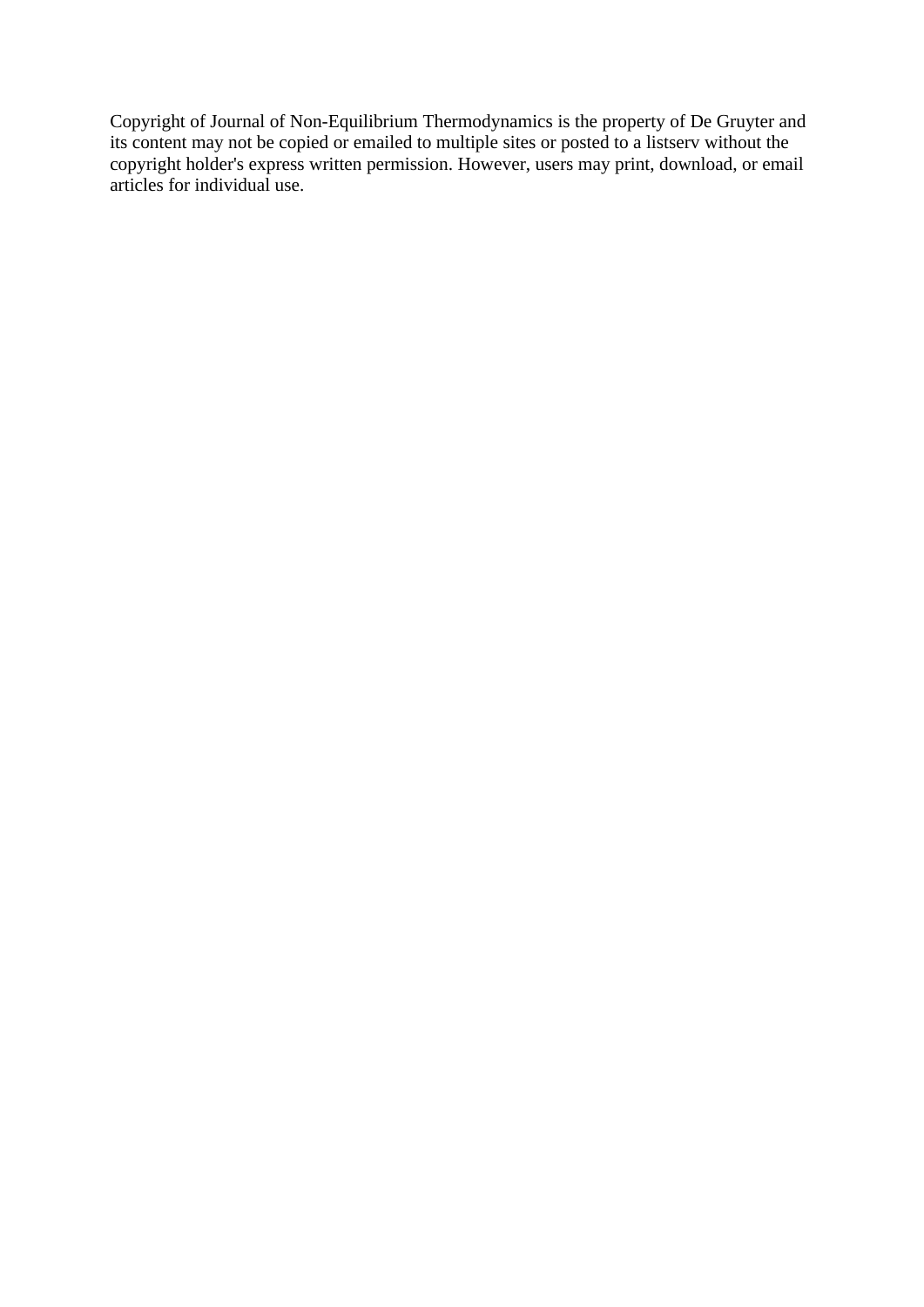Copyright of Journal of Non-Equilibrium Thermodynamics is the property of De Gruyter and its content may not be copied or emailed to multiple sites or posted to a listserv without the copyright holder's express written permission. However, users may print, download, or email articles for individual use.